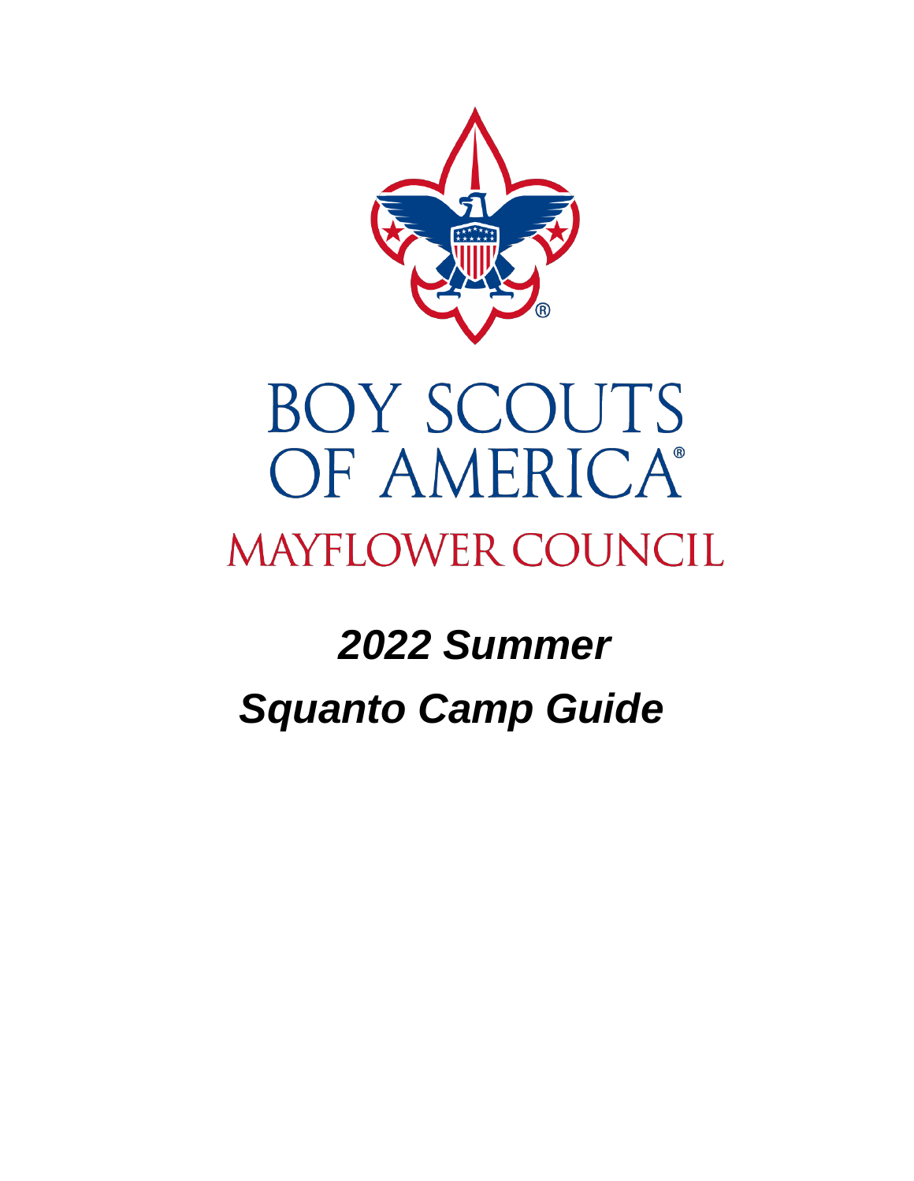BOY SCOUTS OF AMERICA®

MAYFLOWER COUNCIL

# *2022 Summer*

# *Squanto Camp Guide*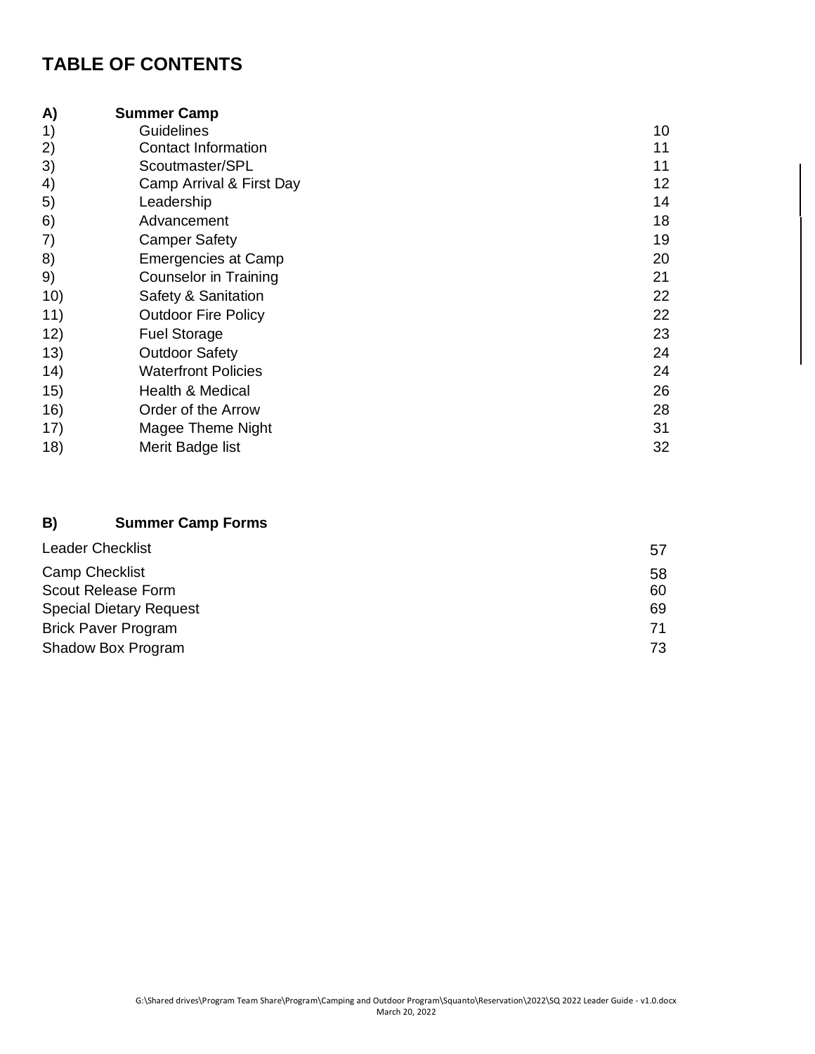# TABLE OF CONTENTS

| | | |
|---|---|---|
| **A)** | **Summer Camp** | |
| 1) | Guidelines | 10 |
| 2) | Contact Information | 11 |
| 3) | Scoutmaster/SPL | 11 |
| 4) | Camp Arrival & First Day | 12 |
| 5) | Leadership | 14 |
| 6) | Advancement | 18 |
| 7) | Camper Safety | 19 |
| 8) | Emergencies at Camp | 20 |
| 9) | Counselor in Training | 21 |
| 10) | Safety & Sanitation | 22 |
| 11) | Outdoor Fire Policy | 22 |
| 12) | Fuel Storage | 23 |
| 13) | Outdoor Safety | 24 |
| 14) | Waterfront Policies | 24 |
| 15) | Health & Medical | 26 |
| 16) | Order of the Arrow | 28 |
| 17) | Magee Theme Night | 31 |
| 18) | Merit Badge list | 32 |

| | |
|---|---|
| **B) Summer Camp Forms** | |
| Leader Checklist | 57 |
| Camp Checklist | 58 |
| Scout Release Form | 60 |
| Special Dietary Request | 69 |
| Brick Paver Program | 71 |
| Shadow Box Program | 73 |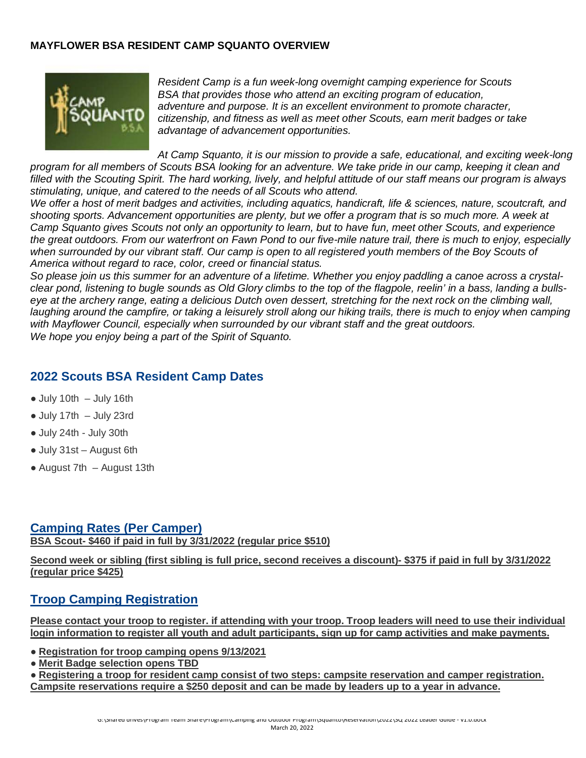**MAYFLOWER BSA RESIDENT CAMP SQUANTO OVERVIEW**

*Resident Camp is a fun week-long overnight camping experience for Scouts BSA that provides those who attend an exciting program of education, adventure and purpose. It is an excellent environment to promote character, citizenship, and fitness as well as meet other Scouts, earn merit badges or take advantage of advancement opportunities.*

*At Camp Squanto, it is our mission to provide a safe, educational, and exciting week-long program for all members of Scouts BSA looking for an adventure. We take pride in our camp, keeping it clean and filled with the Scouting Spirit. The hard working, lively, and helpful attitude of our staff means our program is always stimulating, unique, and catered to the needs of all Scouts who attend.*

*We offer a host of merit badges and activities, including aquatics, handicraft, life & sciences, nature, scoutcraft, and shooting sports. Advancement opportunities are plenty, but we offer a program that is so much more. A week at Camp Squanto gives Scouts not only an opportunity to learn, but to have fun, meet other Scouts, and experience the great outdoors. From our waterfront on Fawn Pond to our five-mile nature trail, there is much to enjoy, especially when surrounded by our vibrant staff. Our camp is open to all registered youth members of the Boy Scouts of America without regard to race, color, creed or financial status.*

*So please join us this summer for an adventure of a lifetime. Whether you enjoy paddling a canoe across a crystal-clear pond, listening to bugle sounds as Old Glory climbs to the top of the flagpole, reelin' in a bass, landing a bulls-eye at the archery range, eating a delicious Dutch oven dessert, stretching for the next rock on the climbing wall, laughing around the campfire, or taking a leisurely stroll along our hiking trails, there is much to enjoy when camping with Mayflower Council, especially when surrounded by our vibrant staff and the great outdoors.*

*We hope you enjoy being a part of the Spirit of Squanto.*

## 2022 Scouts BSA Resident Camp Dates

- July 10th – July 16th
- July 17th – July 23rd
- July 24th - July 30th
- July 31st – August 6th
- August 7th – August 13th

## Camping Rates (Per Camper)

**BSA Scout- $460 if paid in full by 3/31/2022 (regular price $510)**

**Second week or sibling (first sibling is full price, second receives a discount)- $375 if paid in full by 3/31/2022 (regular price $425)**

## Troop Camping Registration

**Please contact your troop to register. if attending with your troop. Troop leaders will need to use their individual login information to register all youth and adult participants, sign up for camp activities and make payments.**

- **Registration for troop camping opens 9/13/2021**
- **Merit Badge selection opens TBD**
- **Registering a troop for resident camp consist of two steps: campsite reservation and camper registration. Campsite reservations require a $250 deposit and can be made by leaders up to a year in advance.**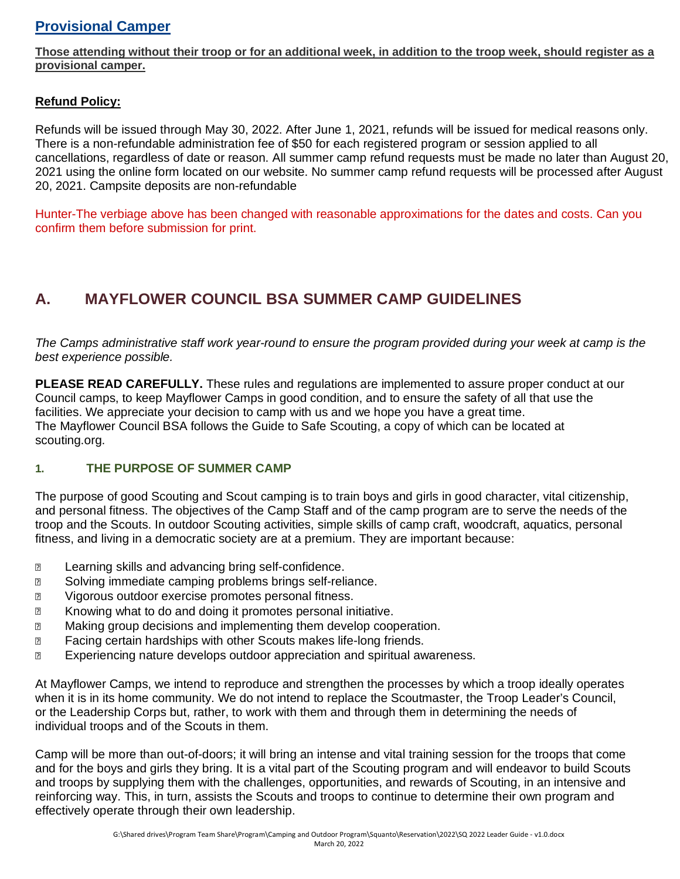## Provisional Camper

**Those attending without their troop or for an additional week, in addition to the troop week, should register as a provisional camper.**

**Refund Policy:**

Refunds will be issued through May 30, 2022. After June 1, 2021, refunds will be issued for medical reasons only. There is a non-refundable administration fee of $50 for each registered program or session applied to all cancellations, regardless of date or reason. All summer camp refund requests must be made no later than August 20, 2021 using the online form located on our website. No summer camp refund requests will be processed after August 20, 2021. Campsite deposits are non-refundable

Hunter-The verbiage above has been changed with reasonable approximations for the dates and costs. Can you confirm them before submission for print.

# A. MAYFLOWER COUNCIL BSA SUMMER CAMP GUIDELINES

*The Camps administrative staff work year-round to ensure the program provided during your week at camp is the best experience possible.*

**PLEASE READ CAREFULLY.** These rules and regulations are implemented to assure proper conduct at our Council camps, to keep Mayflower Camps in good condition, and to ensure the safety of all that use the facilities. We appreciate your decision to camp with us and we hope you have a great time.
The Mayflower Council BSA follows the Guide to Safe Scouting, a copy of which can be located at scouting.org.

### 1. THE PURPOSE OF SUMMER CAMP

The purpose of good Scouting and Scout camping is to train boys and girls in good character, vital citizenship, and personal fitness. The objectives of the Camp Staff and of the camp program are to serve the needs of the troop and the Scouts. In outdoor Scouting activities, simple skills of camp craft, woodcraft, aquatics, personal fitness, and living in a democratic society are at a premium. They are important because:

- Learning skills and advancing bring self-confidence.
- Solving immediate camping problems brings self-reliance.
- Vigorous outdoor exercise promotes personal fitness.
- Knowing what to do and doing it promotes personal initiative.
- Making group decisions and implementing them develop cooperation.
- Facing certain hardships with other Scouts makes life-long friends.
- Experiencing nature develops outdoor appreciation and spiritual awareness.

At Mayflower Camps, we intend to reproduce and strengthen the processes by which a troop ideally operates when it is in its home community. We do not intend to replace the Scoutmaster, the Troop Leader's Council, or the Leadership Corps but, rather, to work with them and through them in determining the needs of individual troops and of the Scouts in them.

Camp will be more than out-of-doors; it will bring an intense and vital training session for the troops that come and for the boys and girls they bring. It is a vital part of the Scouting program and will endeavor to build Scouts and troops by supplying them with the challenges, opportunities, and rewards of Scouting, in an intensive and reinforcing way. This, in turn, assists the Scouts and troops to continue to determine their own program and effectively operate through their own leadership.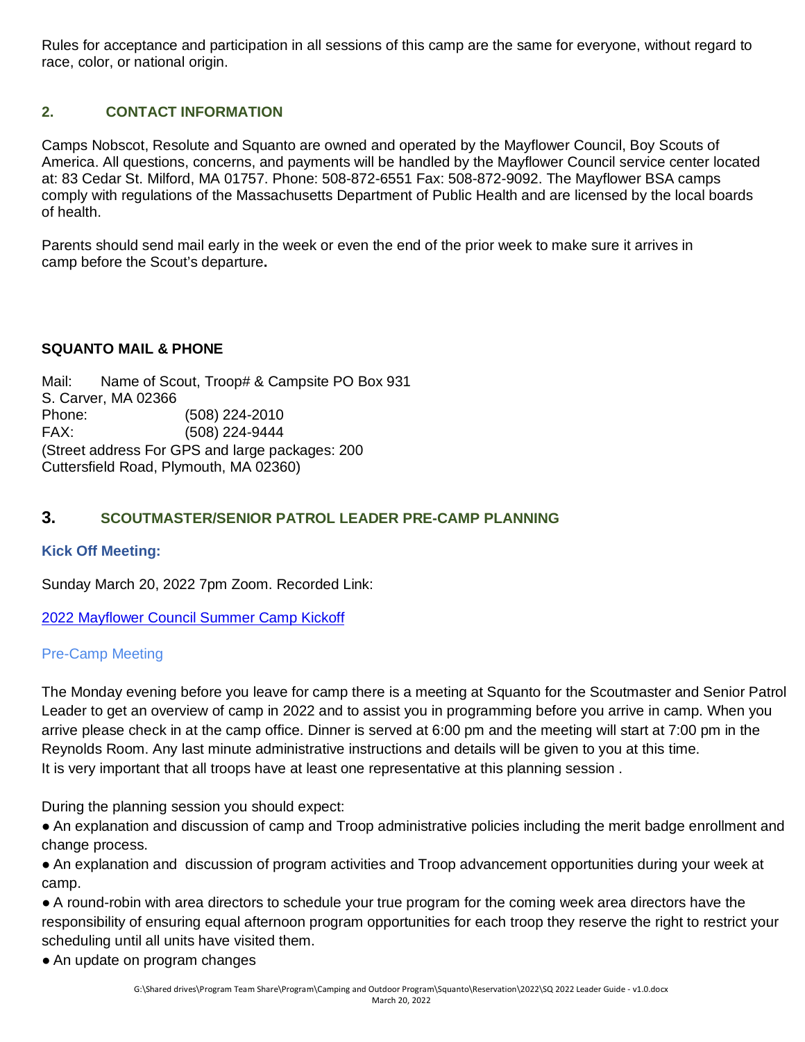Rules for acceptance and participation in all sessions of this camp are the same for everyone, without regard to race, color, or national origin.

## 2. CONTACT INFORMATION

Camps Nobscot, Resolute and Squanto are owned and operated by the Mayflower Council, Boy Scouts of America. All questions, concerns, and payments will be handled by the Mayflower Council service center located at: 83 Cedar St. Milford, MA 01757. Phone: 508-872-6551 Fax: 508-872-9092. The Mayflower BSA camps comply with regulations of the Massachusetts Department of Public Health and are licensed by the local boards of health.

Parents should send mail early in the week or even the end of the prior week to make sure it arrives in camp before the Scout's departure**.**

**SQUANTO MAIL & PHONE**

Mail: Name of Scout, Troop# & Campsite PO Box 931
S. Carver, MA 02366
Phone: (508) 224-2010
FAX: (508) 224-9444
(Street address For GPS and large packages: 200 Cuttersfield Road, Plymouth, MA 02360)

## 3. SCOUTMASTER/SENIOR PATROL LEADER PRE-CAMP PLANNING

### Kick Off Meeting:

Sunday March 20, 2022 7pm Zoom. Recorded Link:

2022 Mayflower Council Summer Camp Kickoff

### Pre-Camp Meeting

The Monday evening before you leave for camp there is a meeting at Squanto for the Scoutmaster and Senior Patrol Leader to get an overview of camp in 2022 and to assist you in programming before you arrive in camp. When you arrive please check in at the camp office. Dinner is served at 6:00 pm and the meeting will start at 7:00 pm in the Reynolds Room. Any last minute administrative instructions and details will be given to you at this time. It is very important that all troops have at least one representative at this planning session .

During the planning session you should expect:

- An explanation and discussion of camp and Troop administrative policies including the merit badge enrollment and change process.
- An explanation and discussion of program activities and Troop advancement opportunities during your week at camp.
- A round-robin with area directors to schedule your true program for the coming week area directors have the responsibility of ensuring equal afternoon program opportunities for each troop they reserve the right to restrict your scheduling until all units have visited them.
- An update on program changes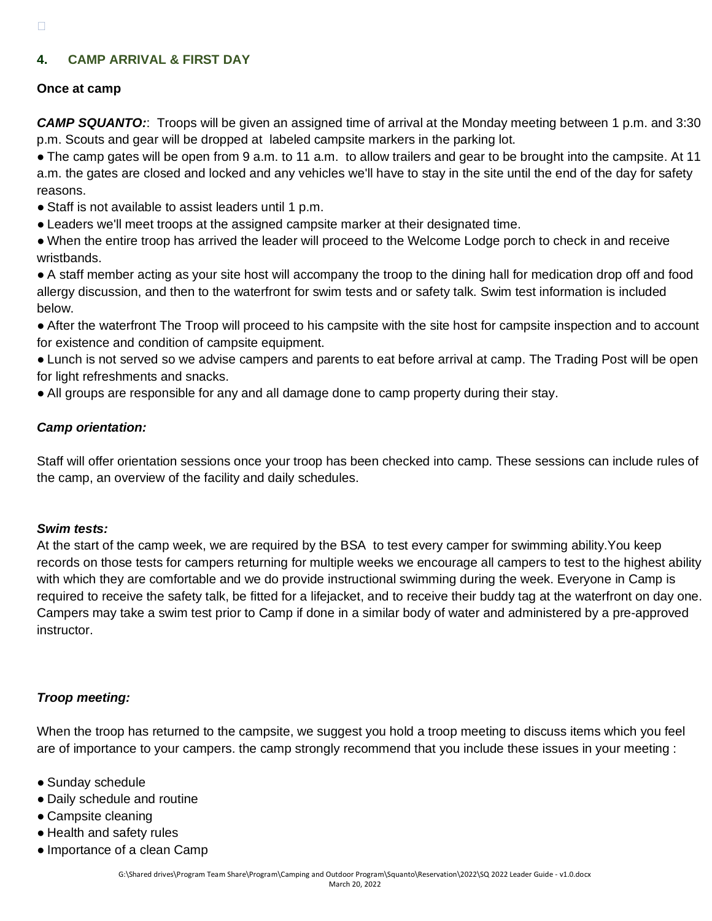## 4. CAMP ARRIVAL & FIRST DAY

**Once at camp**

***CAMP SQUANTO:***: Troops will be given an assigned time of arrival at the Monday meeting between 1 p.m. and 3:30 p.m. Scouts and gear will be dropped at labeled campsite markers in the parking lot.

- The camp gates will be open from 9 a.m. to 11 a.m. to allow trailers and gear to be brought into the campsite. At 11 a.m. the gates are closed and locked and any vehicles we'll have to stay in the site until the end of the day for safety reasons.
- Staff is not available to assist leaders until 1 p.m.
- Leaders we'll meet troops at the assigned campsite marker at their designated time.
- When the entire troop has arrived the leader will proceed to the Welcome Lodge porch to check in and receive wristbands.
- A staff member acting as your site host will accompany the troop to the dining hall for medication drop off and food allergy discussion, and then to the waterfront for swim tests and or safety talk. Swim test information is included below.
- After the waterfront The Troop will proceed to his campsite with the site host for campsite inspection and to account for existence and condition of campsite equipment.
- Lunch is not served so we advise campers and parents to eat before arrival at camp. The Trading Post will be open for light refreshments and snacks.
- All groups are responsible for any and all damage done to camp property during their stay.

***Camp orientation:***

Staff will offer orientation sessions once your troop has been checked into camp. These sessions can include rules of the camp, an overview of the facility and daily schedules.

***Swim tests:***

At the start of the camp week, we are required by the BSA to test every camper for swimming ability.You keep records on those tests for campers returning for multiple weeks we encourage all campers to test to the highest ability with which they are comfortable and we do provide instructional swimming during the week. Everyone in Camp is required to receive the safety talk, be fitted for a lifejacket, and to receive their buddy tag at the waterfront on day one. Campers may take a swim test prior to Camp if done in a similar body of water and administered by a pre-approved instructor.

***Troop meeting:***

When the troop has returned to the campsite, we suggest you hold a troop meeting to discuss items which you feel are of importance to your campers. the camp strongly recommend that you include these issues in your meeting :

- Sunday schedule
- Daily schedule and routine
- Campsite cleaning
- Health and safety rules
- Importance of a clean Camp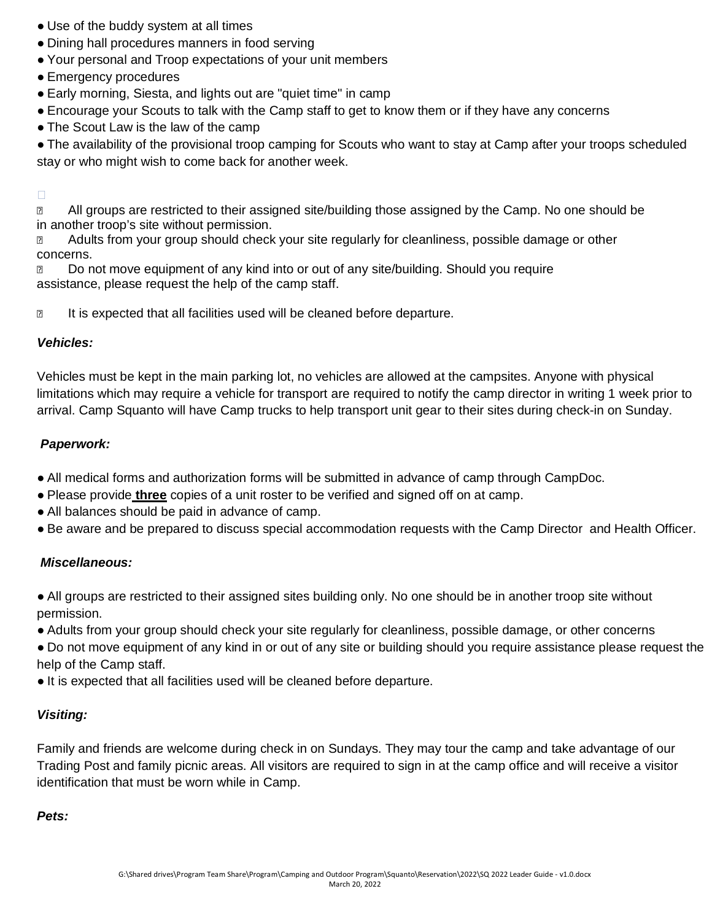- Use of the buddy system at all times
- Dining hall procedures manners in food serving
- Your personal and Troop expectations of your unit members
- Emergency procedures
- Early morning, Siesta, and lights out are "quiet time" in camp
- Encourage your Scouts to talk with the Camp staff to get to know them or if they have any concerns
- The Scout Law is the law of the camp
- The availability of the provisional troop camping for Scouts who want to stay at Camp after your troops scheduled stay or who might wish to come back for another week.

- All groups are restricted to their assigned site/building those assigned by the Camp. No one should be in another troop's site without permission.
- Adults from your group should check your site regularly for cleanliness, possible damage or other concerns.
- Do not move equipment of any kind into or out of any site/building. Should you require assistance, please request the help of the camp staff.

- It is expected that all facilities used will be cleaned before departure.

***Vehicles:***

Vehicles must be kept in the main parking lot, no vehicles are allowed at the campsites. Anyone with physical limitations which may require a vehicle for transport are required to notify the camp director in writing 1 week prior to arrival. Camp Squanto will have Camp trucks to help transport unit gear to their sites during check-in on Sunday.

***Paperwork:***

- All medical forms and authorization forms will be submitted in advance of camp through CampDoc.
- Please provide **three** copies of a unit roster to be verified and signed off on at camp.
- All balances should be paid in advance of camp.
- Be aware and be prepared to discuss special accommodation requests with the Camp Director and Health Officer.

***Miscellaneous:***

- All groups are restricted to their assigned sites building only. No one should be in another troop site without permission.
- Adults from your group should check your site regularly for cleanliness, possible damage, or other concerns
- Do not move equipment of any kind in or out of any site or building should you require assistance please request the help of the Camp staff.
- It is expected that all facilities used will be cleaned before departure.

***Visiting:***

Family and friends are welcome during check in on Sundays. They may tour the camp and take advantage of our Trading Post and family picnic areas. All visitors are required to sign in at the camp office and will receive a visitor identification that must be worn while in Camp.

***Pets:***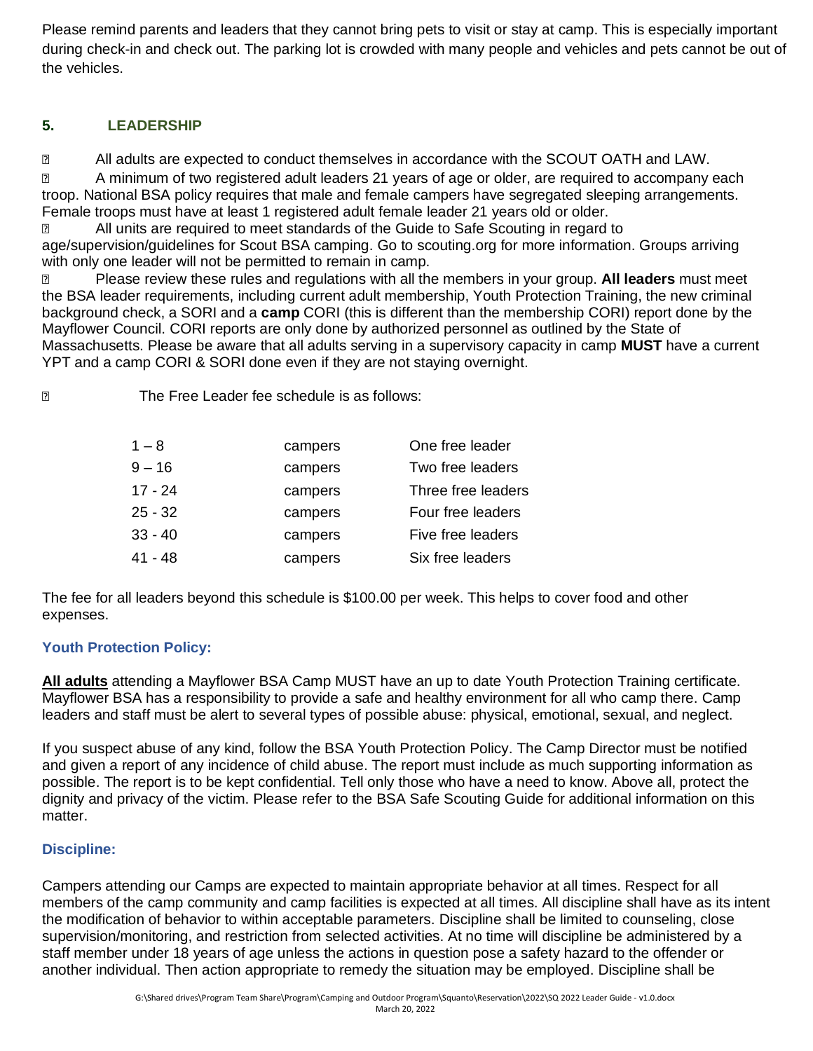Please remind parents and leaders that they cannot bring pets to visit or stay at camp. This is especially important during check-in and check out. The parking lot is crowded with many people and vehicles and pets cannot be out of the vehicles.

## 5. LEADERSHIP

- All adults are expected to conduct themselves in accordance with the SCOUT OATH and LAW.
- A minimum of two registered adult leaders 21 years of age or older, are required to accompany each troop. National BSA policy requires that male and female campers have segregated sleeping arrangements. Female troops must have at least 1 registered adult female leader 21 years old or older.
- All units are required to meet standards of the Guide to Safe Scouting in regard to age/supervision/guidelines for Scout BSA camping. Go to scouting.org for more information. Groups arriving with only one leader will not be permitted to remain in camp.
- Please review these rules and regulations with all the members in your group. **All leaders** must meet the BSA leader requirements, including current adult membership, Youth Protection Training, the new criminal background check, a SORI and a **camp** CORI (this is different than the membership CORI) report done by the Mayflower Council. CORI reports are only done by authorized personnel as outlined by the State of Massachusetts. Please be aware that all adults serving in a supervisory capacity in camp **MUST** have a current YPT and a camp CORI & SORI done even if they are not staying overnight.
- The Free Leader fee schedule is as follows:

| | | |
|---|---|---|
| 1 – 8 | campers | One free leader |
| 9 – 16 | campers | Two free leaders |
| 17 - 24 | campers | Three free leaders |
| 25 - 32 | campers | Four free leaders |
| 33 - 40 | campers | Five free leaders |
| 41 - 48 | campers | Six free leaders |

The fee for all leaders beyond this schedule is $100.00 per week. This helps to cover food and other expenses.

### Youth Protection Policy:

**All adults** attending a Mayflower BSA Camp MUST have an up to date Youth Protection Training certificate. Mayflower BSA has a responsibility to provide a safe and healthy environment for all who camp there. Camp leaders and staff must be alert to several types of possible abuse: physical, emotional, sexual, and neglect.

If you suspect abuse of any kind, follow the BSA Youth Protection Policy. The Camp Director must be notified and given a report of any incidence of child abuse. The report must include as much supporting information as possible. The report is to be kept confidential. Tell only those who have a need to know. Above all, protect the dignity and privacy of the victim. Please refer to the BSA Safe Scouting Guide for additional information on this matter.

### Discipline:

Campers attending our Camps are expected to maintain appropriate behavior at all times. Respect for all members of the camp community and camp facilities is expected at all times. All discipline shall have as its intent the modification of behavior to within acceptable parameters. Discipline shall be limited to counseling, close supervision/monitoring, and restriction from selected activities. At no time will discipline be administered by a staff member under 18 years of age unless the actions in question pose a safety hazard to the offender or another individual. Then action appropriate to remedy the situation may be employed. Discipline shall be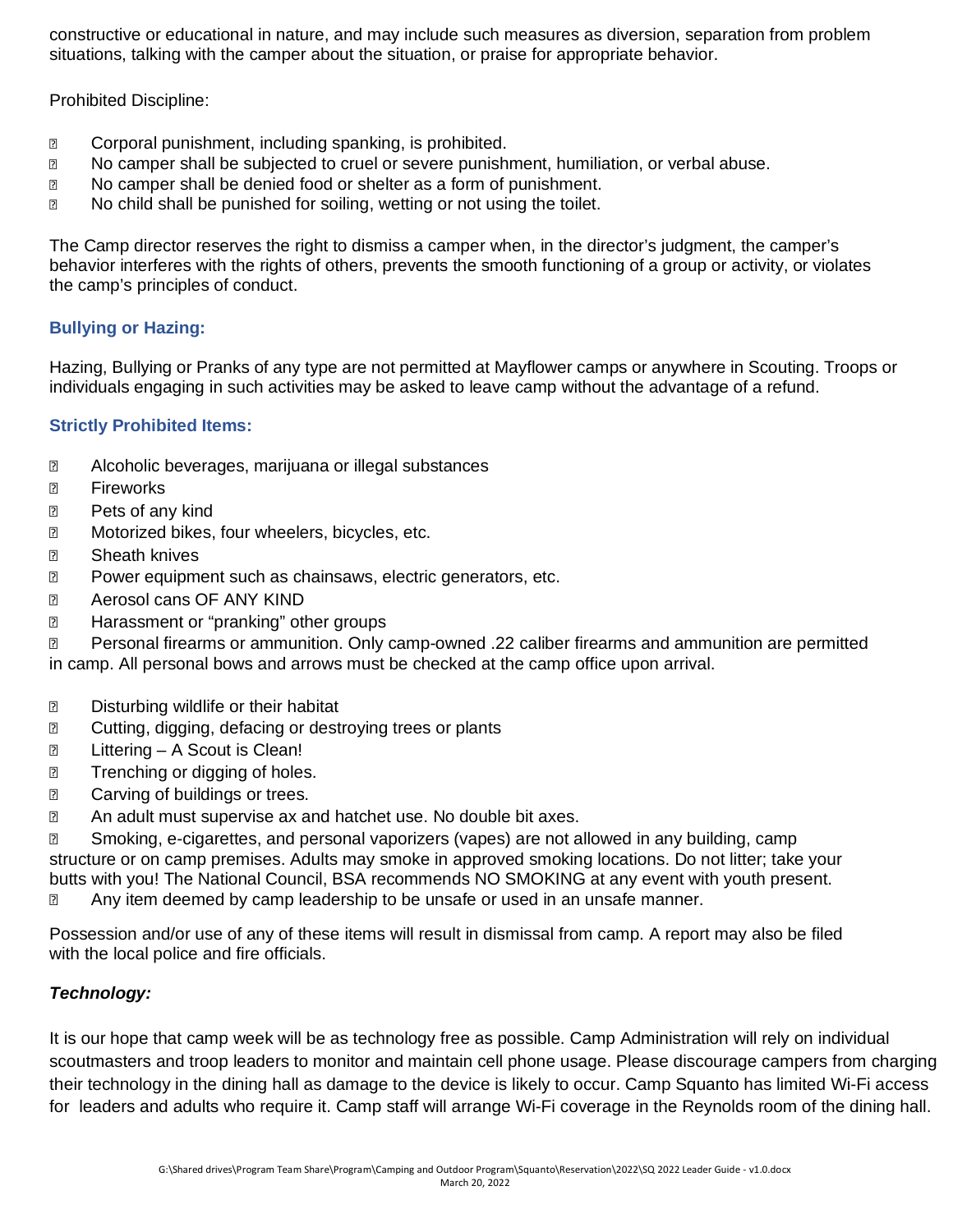constructive or educational in nature, and may include such measures as diversion, separation from problem situations, talking with the camper about the situation, or praise for appropriate behavior.

Prohibited Discipline:

- Corporal punishment, including spanking, is prohibited.
- No camper shall be subjected to cruel or severe punishment, humiliation, or verbal abuse.
- No camper shall be denied food or shelter as a form of punishment.
- No child shall be punished for soiling, wetting or not using the toilet.

The Camp director reserves the right to dismiss a camper when, in the director's judgment, the camper's behavior interferes with the rights of others, prevents the smooth functioning of a group or activity, or violates the camp's principles of conduct.

### Bullying or Hazing:

Hazing, Bullying or Pranks of any type are not permitted at Mayflower camps or anywhere in Scouting. Troops or individuals engaging in such activities may be asked to leave camp without the advantage of a refund.

### Strictly Prohibited Items:

- Alcoholic beverages, marijuana or illegal substances
- Fireworks
- Pets of any kind
- Motorized bikes, four wheelers, bicycles, etc.
- Sheath knives
- Power equipment such as chainsaws, electric generators, etc.
- Aerosol cans OF ANY KIND
- Harassment or "pranking" other groups
- Personal firearms or ammunition. Only camp-owned .22 caliber firearms and ammunition are permitted in camp. All personal bows and arrows must be checked at the camp office upon arrival.

- Disturbing wildlife or their habitat
- Cutting, digging, defacing or destroying trees or plants
- Littering – A Scout is Clean!
- Trenching or digging of holes.
- Carving of buildings or trees.
- An adult must supervise ax and hatchet use. No double bit axes.
- Smoking, e-cigarettes, and personal vaporizers (vapes) are not allowed in any building, camp structure or on camp premises. Adults may smoke in approved smoking locations. Do not litter; take your butts with you! The National Council, BSA recommends NO SMOKING at any event with youth present.
- Any item deemed by camp leadership to be unsafe or used in an unsafe manner.

Possession and/or use of any of these items will result in dismissal from camp. A report may also be filed with the local police and fire officials.

### *Technology:*

It is our hope that camp week will be as technology free as possible. Camp Administration will rely on individual scoutmasters and troop leaders to monitor and maintain cell phone usage. Please discourage campers from charging their technology in the dining hall as damage to the device is likely to occur. Camp Squanto has limited Wi-Fi access for leaders and adults who require it. Camp staff will arrange Wi-Fi coverage in the Reynolds room of the dining hall.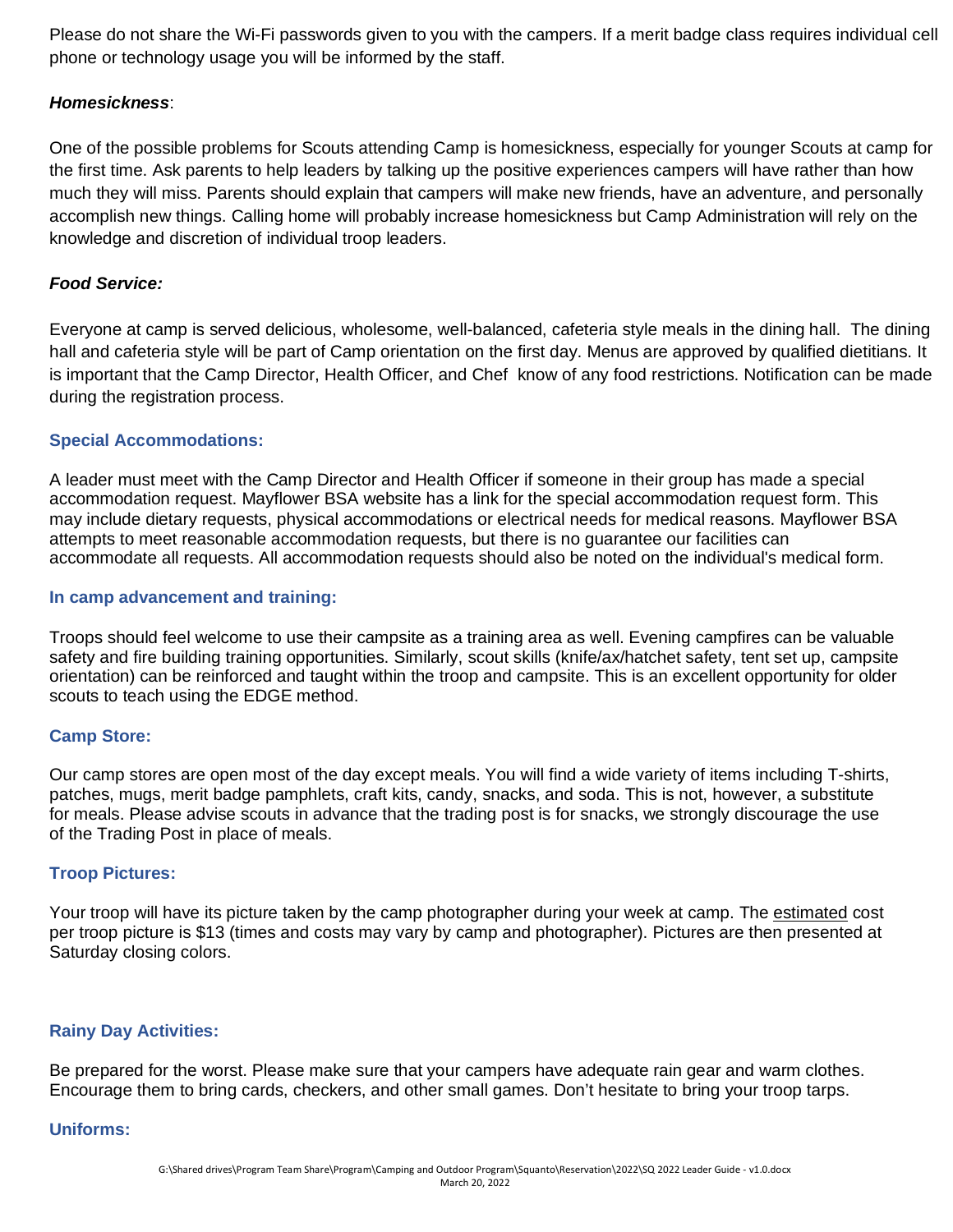Please do not share the Wi-Fi passwords given to you with the campers. If a merit badge class requires individual cell phone or technology usage you will be informed by the staff.

***Homesickness***:

One of the possible problems for Scouts attending Camp is homesickness, especially for younger Scouts at camp for the first time. Ask parents to help leaders by talking up the positive experiences campers will have rather than how much they will miss. Parents should explain that campers will make new friends, have an adventure, and personally accomplish new things. Calling home will probably increase homesickness but Camp Administration will rely on the knowledge and discretion of individual troop leaders.

***Food Service:***

Everyone at camp is served delicious, wholesome, well-balanced, cafeteria style meals in the dining hall. The dining hall and cafeteria style will be part of Camp orientation on the first day. Menus are approved by qualified dietitians. It is important that the Camp Director, Health Officer, and Chef know of any food restrictions. Notification can be made during the registration process.

### Special Accommodations:

A leader must meet with the Camp Director and Health Officer if someone in their group has made a special accommodation request. Mayflower BSA website has a link for the special accommodation request form. This may include dietary requests, physical accommodations or electrical needs for medical reasons. Mayflower BSA attempts to meet reasonable accommodation requests, but there is no guarantee our facilities can accommodate all requests. All accommodation requests should also be noted on the individual's medical form.

### In camp advancement and training:

Troops should feel welcome to use their campsite as a training area as well. Evening campfires can be valuable safety and fire building training opportunities. Similarly, scout skills (knife/ax/hatchet safety, tent set up, campsite orientation) can be reinforced and taught within the troop and campsite. This is an excellent opportunity for older scouts to teach using the EDGE method.

### Camp Store:

Our camp stores are open most of the day except meals. You will find a wide variety of items including T-shirts, patches, mugs, merit badge pamphlets, craft kits, candy, snacks, and soda. This is not, however, a substitute for meals. Please advise scouts in advance that the trading post is for snacks, we strongly discourage the use of the Trading Post in place of meals.

### Troop Pictures:

Your troop will have its picture taken by the camp photographer during your week at camp. The estimated cost per troop picture is $13 (times and costs may vary by camp and photographer). Pictures are then presented at Saturday closing colors.

### Rainy Day Activities:

Be prepared for the worst. Please make sure that your campers have adequate rain gear and warm clothes. Encourage them to bring cards, checkers, and other small games. Don't hesitate to bring your troop tarps.

### Uniforms: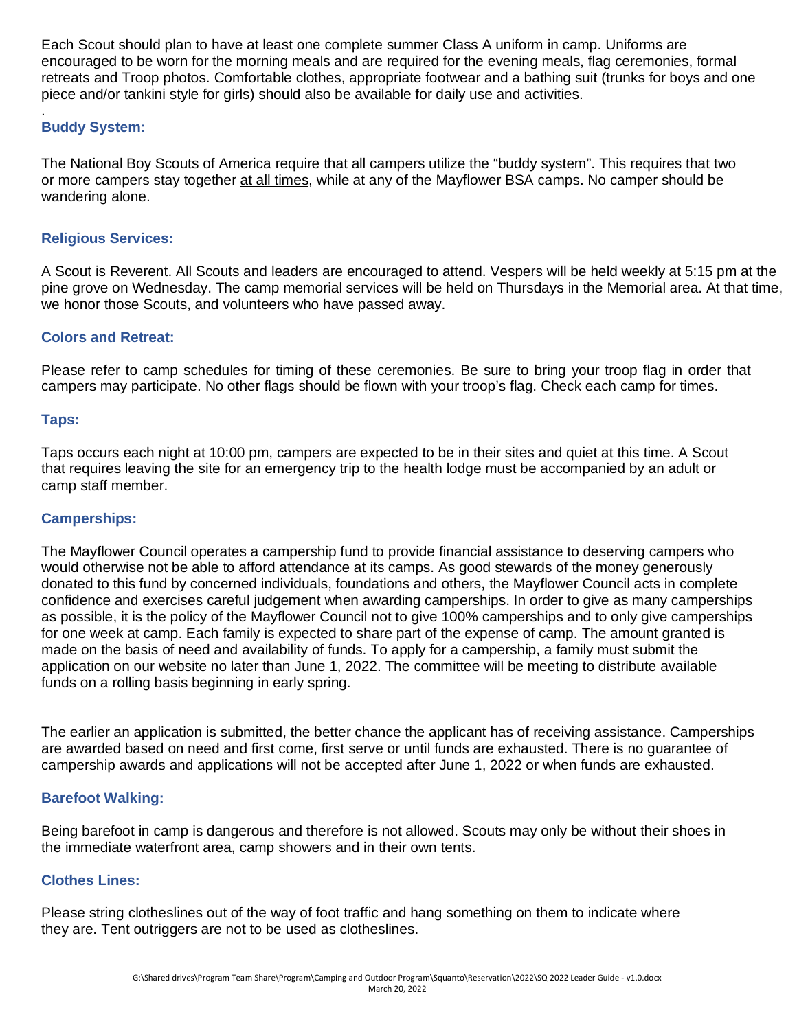Each Scout should plan to have at least one complete summer Class A uniform in camp. Uniforms are encouraged to be worn for the morning meals and are required for the evening meals, flag ceremonies, formal retreats and Troop photos. Comfortable clothes, appropriate footwear and a bathing suit (trunks for boys and one piece and/or tankini style for girls) should also be available for daily use and activities.

.

### Buddy System:

The National Boy Scouts of America require that all campers utilize the "buddy system". This requires that two or more campers stay together <u>at all times</u>, while at any of the Mayflower BSA camps. No camper should be wandering alone.

### Religious Services:

A Scout is Reverent. All Scouts and leaders are encouraged to attend. Vespers will be held weekly at 5:15 pm at the pine grove on Wednesday. The camp memorial services will be held on Thursdays in the Memorial area. At that time, we honor those Scouts, and volunteers who have passed away.

### Colors and Retreat:

Please refer to camp schedules for timing of these ceremonies. Be sure to bring your troop flag in order that campers may participate. No other flags should be flown with your troop's flag. Check each camp for times.

### Taps:

Taps occurs each night at 10:00 pm, campers are expected to be in their sites and quiet at this time. A Scout that requires leaving the site for an emergency trip to the health lodge must be accompanied by an adult or camp staff member.

### Camperships:

The Mayflower Council operates a campership fund to provide financial assistance to deserving campers who would otherwise not be able to afford attendance at its camps. As good stewards of the money generously donated to this fund by concerned individuals, foundations and others, the Mayflower Council acts in complete confidence and exercises careful judgement when awarding camperships. In order to give as many camperships as possible, it is the policy of the Mayflower Council not to give 100% camperships and to only give camperships for one week at camp. Each family is expected to share part of the expense of camp. The amount granted is made on the basis of need and availability of funds. To apply for a campership, a family must submit the application on our website no later than June 1, 2022. The committee will be meeting to distribute available funds on a rolling basis beginning in early spring.

The earlier an application is submitted, the better chance the applicant has of receiving assistance. Camperships are awarded based on need and first come, first serve or until funds are exhausted. There is no guarantee of campership awards and applications will not be accepted after June 1, 2022 or when funds are exhausted.

### Barefoot Walking:

Being barefoot in camp is dangerous and therefore is not allowed. Scouts may only be without their shoes in the immediate waterfront area, camp showers and in their own tents.

### Clothes Lines:

Please string clotheslines out of the way of foot traffic and hang something on them to indicate where they are. Tent outriggers are not to be used as clotheslines.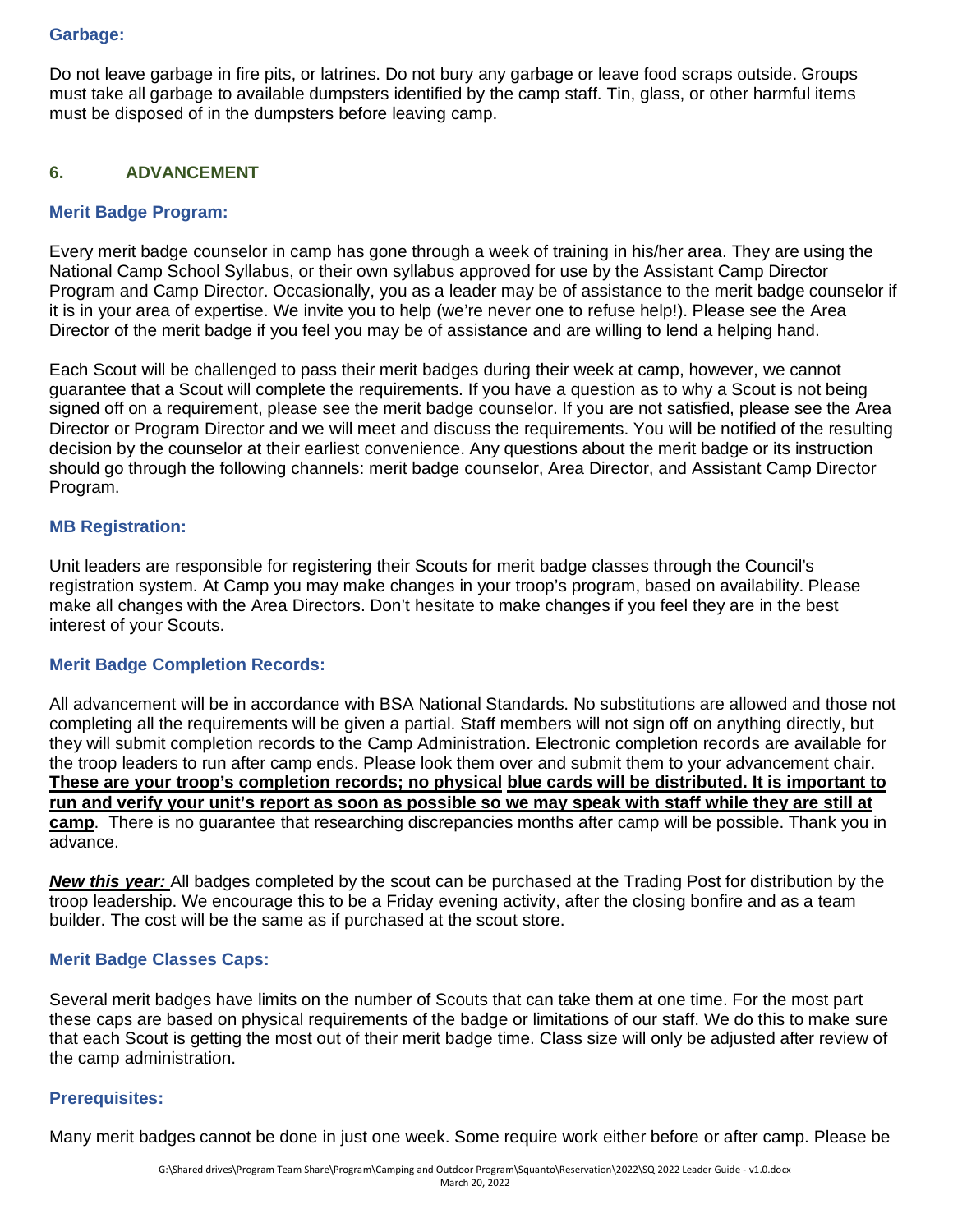### Garbage:

Do not leave garbage in fire pits, or latrines. Do not bury any garbage or leave food scraps outside. Groups must take all garbage to available dumpsters identified by the camp staff. Tin, glass, or other harmful items must be disposed of in the dumpsters before leaving camp.

## 6. ADVANCEMENT

### Merit Badge Program:

Every merit badge counselor in camp has gone through a week of training in his/her area. They are using the National Camp School Syllabus, or their own syllabus approved for use by the Assistant Camp Director Program and Camp Director. Occasionally, you as a leader may be of assistance to the merit badge counselor if it is in your area of expertise. We invite you to help (we're never one to refuse help!). Please see the Area Director of the merit badge if you feel you may be of assistance and are willing to lend a helping hand.

Each Scout will be challenged to pass their merit badges during their week at camp, however, we cannot guarantee that a Scout will complete the requirements. If you have a question as to why a Scout is not being signed off on a requirement, please see the merit badge counselor. If you are not satisfied, please see the Area Director or Program Director and we will meet and discuss the requirements. You will be notified of the resulting decision by the counselor at their earliest convenience. Any questions about the merit badge or its instruction should go through the following channels: merit badge counselor, Area Director, and Assistant Camp Director Program.

### MB Registration:

Unit leaders are responsible for registering their Scouts for merit badge classes through the Council's registration system. At Camp you may make changes in your troop's program, based on availability. Please make all changes with the Area Directors. Don't hesitate to make changes if you feel they are in the best interest of your Scouts.

### Merit Badge Completion Records:

All advancement will be in accordance with BSA National Standards. No substitutions are allowed and those not completing all the requirements will be given a partial. Staff members will not sign off on anything directly, but they will submit completion records to the Camp Administration. Electronic completion records are available for the troop leaders to run after camp ends. Please look them over and submit them to your advancement chair. **These are your troop's completion records; no physical blue cards will be distributed. It is important to run and verify your unit's report as soon as possible so we may speak with staff while they are still at camp**. There is no guarantee that researching discrepancies months after camp will be possible. Thank you in advance.

***New this year:*** All badges completed by the scout can be purchased at the Trading Post for distribution by the troop leadership. We encourage this to be a Friday evening activity, after the closing bonfire and as a team builder. The cost will be the same as if purchased at the scout store.

### Merit Badge Classes Caps:

Several merit badges have limits on the number of Scouts that can take them at one time. For the most part these caps are based on physical requirements of the badge or limitations of our staff. We do this to make sure that each Scout is getting the most out of their merit badge time. Class size will only be adjusted after review of the camp administration.

### Prerequisites:

Many merit badges cannot be done in just one week. Some require work either before or after camp. Please be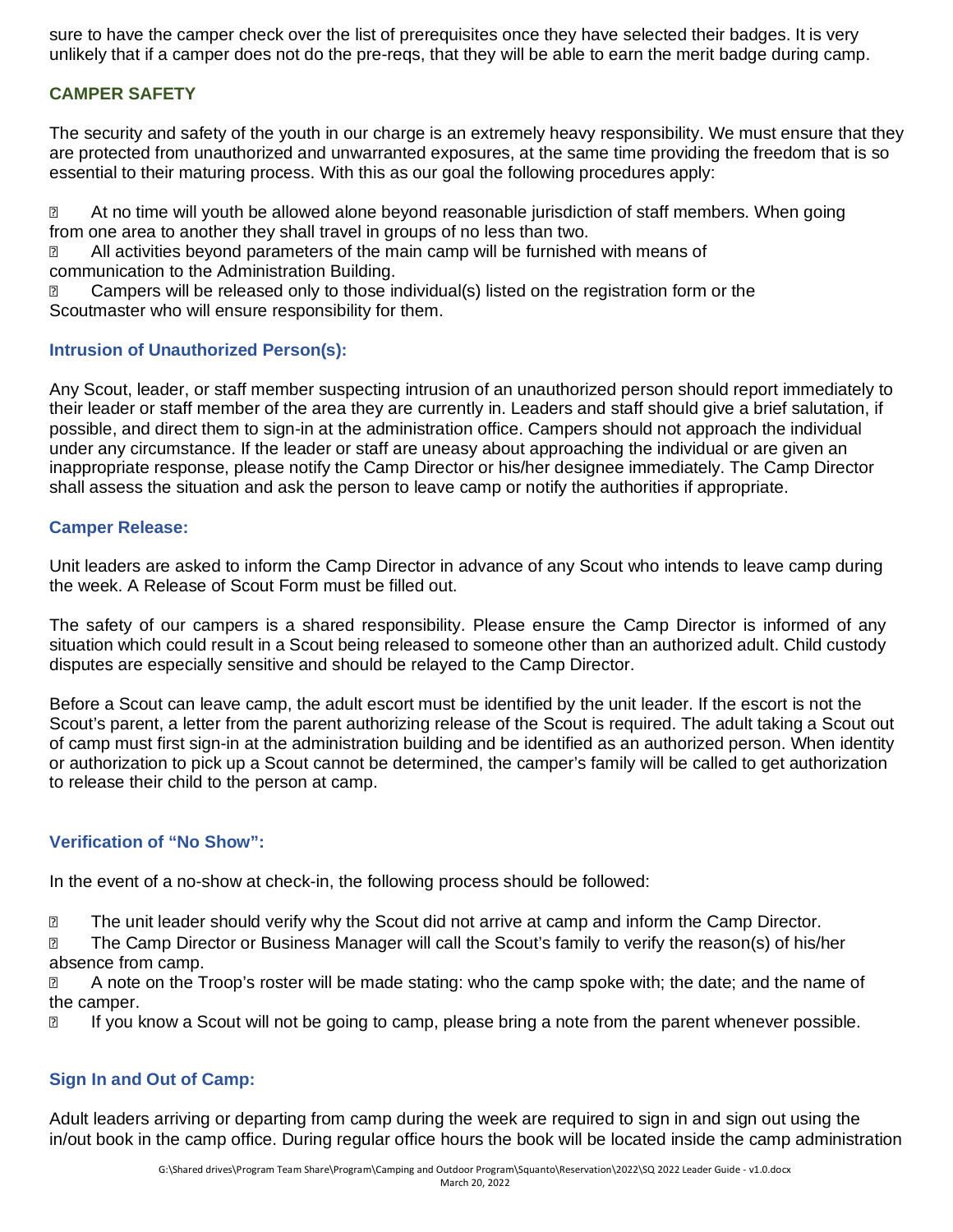sure to have the camper check over the list of prerequisites once they have selected their badges. It is very unlikely that if a camper does not do the pre-reqs, that they will be able to earn the merit badge during camp.

## CAMPER SAFETY

The security and safety of the youth in our charge is an extremely heavy responsibility. We must ensure that they are protected from unauthorized and unwarranted exposures, at the same time providing the freedom that is so essential to their maturing process. With this as our goal the following procedures apply:

- At no time will youth be allowed alone beyond reasonable jurisdiction of staff members. When going from one area to another they shall travel in groups of no less than two.
- All activities beyond parameters of the main camp will be furnished with means of communication to the Administration Building.
- Campers will be released only to those individual(s) listed on the registration form or the Scoutmaster who will ensure responsibility for them.

### Intrusion of Unauthorized Person(s):

Any Scout, leader, or staff member suspecting intrusion of an unauthorized person should report immediately to their leader or staff member of the area they are currently in. Leaders and staff should give a brief salutation, if possible, and direct them to sign-in at the administration office. Campers should not approach the individual under any circumstance. If the leader or staff are uneasy about approaching the individual or are given an inappropriate response, please notify the Camp Director or his/her designee immediately. The Camp Director shall assess the situation and ask the person to leave camp or notify the authorities if appropriate.

### Camper Release:

Unit leaders are asked to inform the Camp Director in advance of any Scout who intends to leave camp during the week. A Release of Scout Form must be filled out.

The safety of our campers is a shared responsibility. Please ensure the Camp Director is informed of any situation which could result in a Scout being released to someone other than an authorized adult. Child custody disputes are especially sensitive and should be relayed to the Camp Director.

Before a Scout can leave camp, the adult escort must be identified by the unit leader. If the escort is not the Scout's parent, a letter from the parent authorizing release of the Scout is required. The adult taking a Scout out of camp must first sign-in at the administration building and be identified as an authorized person. When identity or authorization to pick up a Scout cannot be determined, the camper's family will be called to get authorization to release their child to the person at camp.

### Verification of "No Show":

In the event of a no-show at check-in, the following process should be followed:

- The unit leader should verify why the Scout did not arrive at camp and inform the Camp Director.
- The Camp Director or Business Manager will call the Scout's family to verify the reason(s) of his/her absence from camp.
- A note on the Troop's roster will be made stating: who the camp spoke with; the date; and the name of the camper.
- If you know a Scout will not be going to camp, please bring a note from the parent whenever possible.

### Sign In and Out of Camp:

Adult leaders arriving or departing from camp during the week are required to sign in and sign out using the in/out book in the camp office. During regular office hours the book will be located inside the camp administration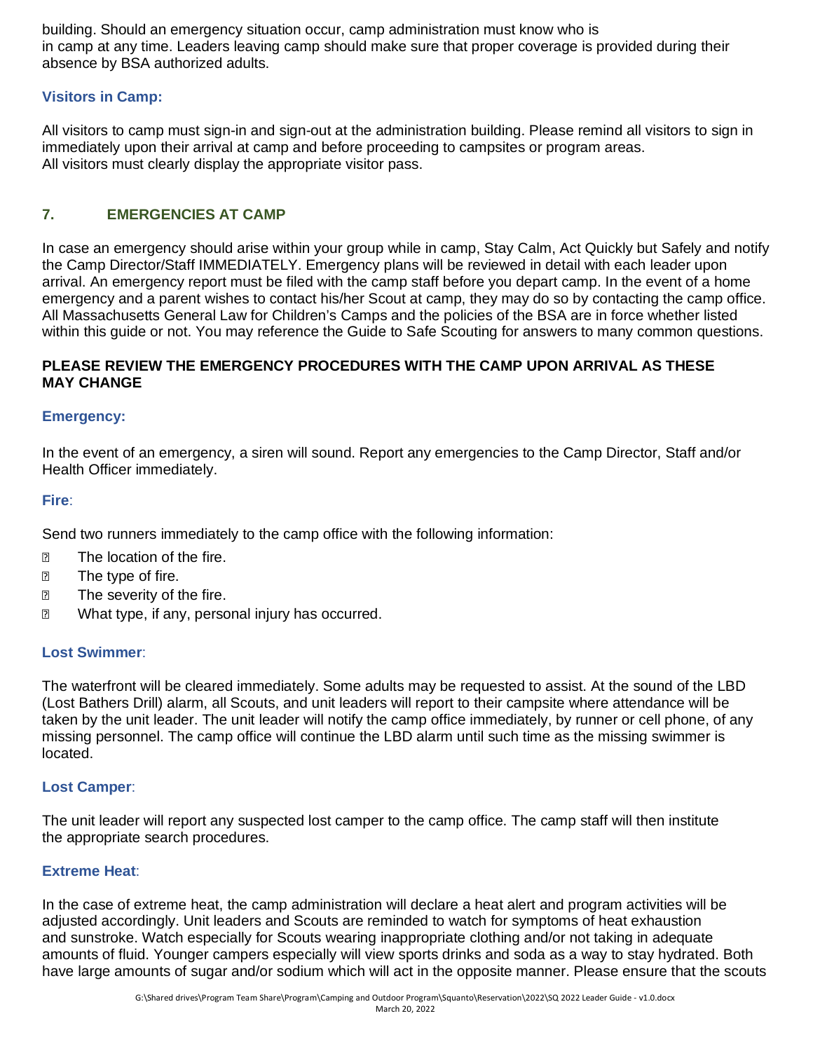building. Should an emergency situation occur, camp administration must know who is in camp at any time. Leaders leaving camp should make sure that proper coverage is provided during their absence by BSA authorized adults.

### Visitors in Camp:

All visitors to camp must sign-in and sign-out at the administration building. Please remind all visitors to sign in immediately upon their arrival at camp and before proceeding to campsites or program areas.
All visitors must clearly display the appropriate visitor pass.

## 7. EMERGENCIES AT CAMP

In case an emergency should arise within your group while in camp, Stay Calm, Act Quickly but Safely and notify the Camp Director/Staff IMMEDIATELY. Emergency plans will be reviewed in detail with each leader upon arrival. An emergency report must be filed with the camp staff before you depart camp. In the event of a home emergency and a parent wishes to contact his/her Scout at camp, they may do so by contacting the camp office. All Massachusetts General Law for Children's Camps and the policies of the BSA are in force whether listed within this guide or not. You may reference the Guide to Safe Scouting for answers to many common questions.

**PLEASE REVIEW THE EMERGENCY PROCEDURES WITH THE CAMP UPON ARRIVAL AS THESE MAY CHANGE**

### Emergency:

In the event of an emergency, a siren will sound. Report any emergencies to the Camp Director, Staff and/or Health Officer immediately.

### Fire:

Send two runners immediately to the camp office with the following information:

- The location of the fire.
- The type of fire.
- The severity of the fire.
- What type, if any, personal injury has occurred.

### Lost Swimmer:

The waterfront will be cleared immediately. Some adults may be requested to assist. At the sound of the LBD (Lost Bathers Drill) alarm, all Scouts, and unit leaders will report to their campsite where attendance will be taken by the unit leader. The unit leader will notify the camp office immediately, by runner or cell phone, of any missing personnel. The camp office will continue the LBD alarm until such time as the missing swimmer is located.

### Lost Camper:

The unit leader will report any suspected lost camper to the camp office. The camp staff will then institute the appropriate search procedures.

### Extreme Heat:

In the case of extreme heat, the camp administration will declare a heat alert and program activities will be adjusted accordingly. Unit leaders and Scouts are reminded to watch for symptoms of heat exhaustion and sunstroke. Watch especially for Scouts wearing inappropriate clothing and/or not taking in adequate amounts of fluid. Younger campers especially will view sports drinks and soda as a way to stay hydrated. Both have large amounts of sugar and/or sodium which will act in the opposite manner. Please ensure that the scouts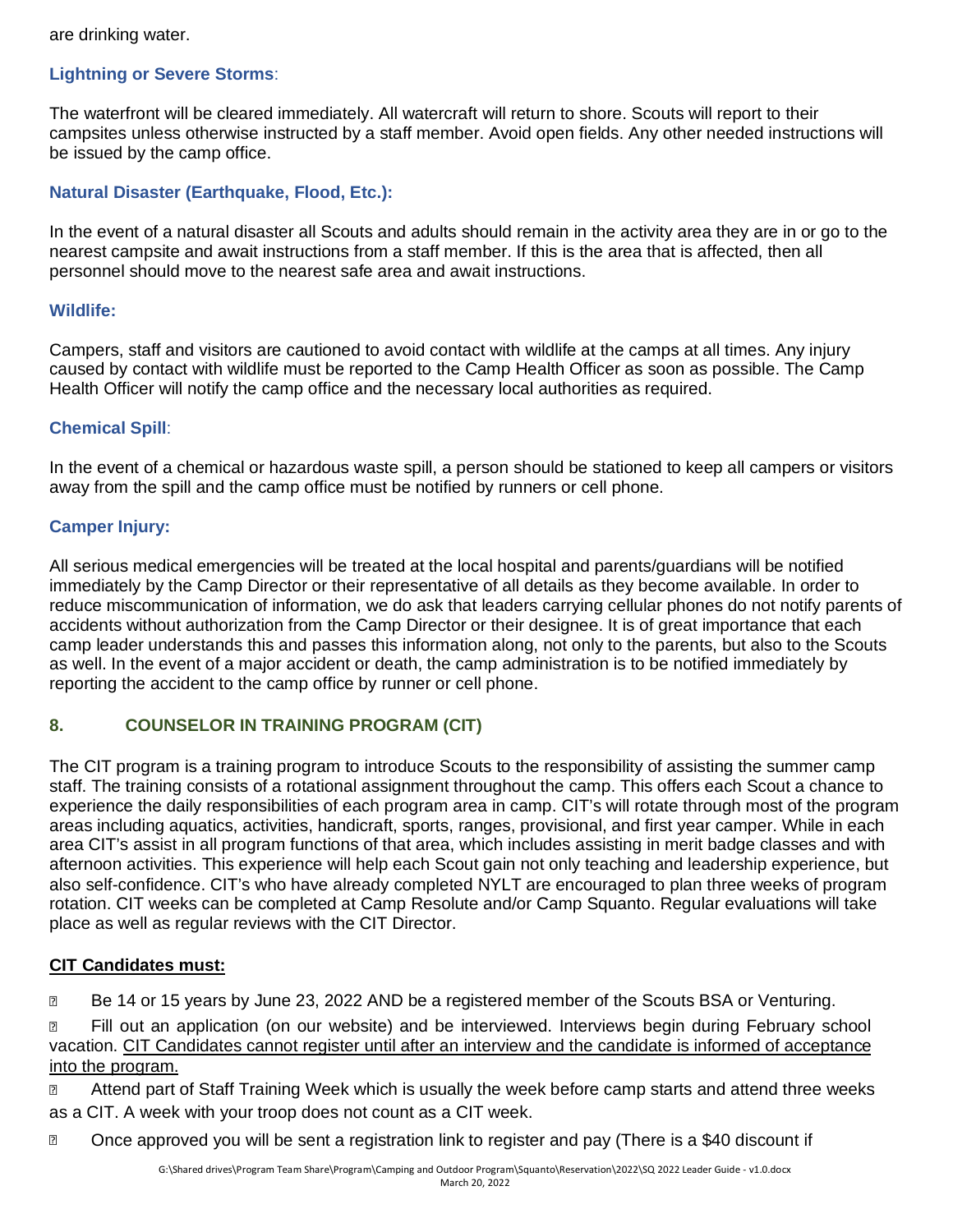are drinking water.

### Lightning or Severe Storms:

The waterfront will be cleared immediately. All watercraft will return to shore. Scouts will report to their campsites unless otherwise instructed by a staff member. Avoid open fields. Any other needed instructions will be issued by the camp office.

### Natural Disaster (Earthquake, Flood, Etc.):

In the event of a natural disaster all Scouts and adults should remain in the activity area they are in or go to the nearest campsite and await instructions from a staff member. If this is the area that is affected, then all personnel should move to the nearest safe area and await instructions.

### Wildlife:

Campers, staff and visitors are cautioned to avoid contact with wildlife at the camps at all times. Any injury caused by contact with wildlife must be reported to the Camp Health Officer as soon as possible. The Camp Health Officer will notify the camp office and the necessary local authorities as required.

### Chemical Spill:

In the event of a chemical or hazardous waste spill, a person should be stationed to keep all campers or visitors away from the spill and the camp office must be notified by runners or cell phone.

### Camper Injury:

All serious medical emergencies will be treated at the local hospital and parents/guardians will be notified immediately by the Camp Director or their representative of all details as they become available. In order to reduce miscommunication of information, we do ask that leaders carrying cellular phones do not notify parents of accidents without authorization from the Camp Director or their designee. It is of great importance that each camp leader understands this and passes this information along, not only to the parents, but also to the Scouts as well. In the event of a major accident or death, the camp administration is to be notified immediately by reporting the accident to the camp office by runner or cell phone.

## 8. COUNSELOR IN TRAINING PROGRAM (CIT)

The CIT program is a training program to introduce Scouts to the responsibility of assisting the summer camp staff. The training consists of a rotational assignment throughout the camp. This offers each Scout a chance to experience the daily responsibilities of each program area in camp. CIT's will rotate through most of the program areas including aquatics, activities, handicraft, sports, ranges, provisional, and first year camper. While in each area CIT's assist in all program functions of that area, which includes assisting in merit badge classes and with afternoon activities. This experience will help each Scout gain not only teaching and leadership experience, but also self-confidence. CIT's who have already completed NYLT are encouraged to plan three weeks of program rotation. CIT weeks can be completed at Camp Resolute and/or Camp Squanto. Regular evaluations will take place as well as regular reviews with the CIT Director.

**CIT Candidates must:**

- Be 14 or 15 years by June 23, 2022 AND be a registered member of the Scouts BSA or Venturing.
- Fill out an application (on our website) and be interviewed. Interviews begin during February school vacation. CIT Candidates cannot register until after an interview and the candidate is informed of acceptance into the program.
- Attend part of Staff Training Week which is usually the week before camp starts and attend three weeks as a CIT. A week with your troop does not count as a CIT week.
- Once approved you will be sent a registration link to register and pay (There is a $40 discount if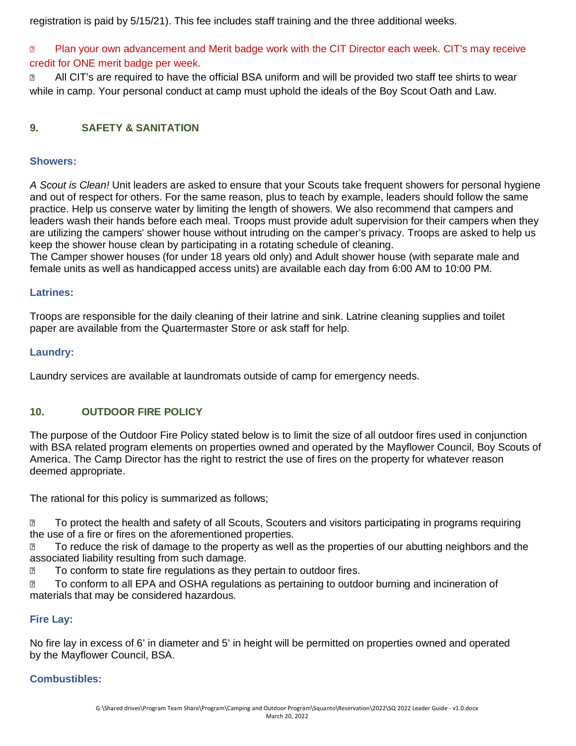registration is paid by 5/15/21). This fee includes staff training and the three additional weeks.

- Plan your own advancement and Merit badge work with the CIT Director each week. CIT's may receive credit for ONE merit badge per week.
- All CIT's are required to have the official BSA uniform and will be provided two staff tee shirts to wear while in camp. Your personal conduct at camp must uphold the ideals of the Boy Scout Oath and Law.

## 9. SAFETY & SANITATION

### Showers:

*A Scout is Clean!* Unit leaders are asked to ensure that your Scouts take frequent showers for personal hygiene and out of respect for others. For the same reason, plus to teach by example, leaders should follow the same practice. Help us conserve water by limiting the length of showers. We also recommend that campers and leaders wash their hands before each meal. Troops must provide adult supervision for their campers when they are utilizing the campers' shower house without intruding on the camper's privacy. Troops are asked to help us keep the shower house clean by participating in a rotating schedule of cleaning.
The Camper shower houses (for under 18 years old only) and Adult shower house (with separate male and female units as well as handicapped access units) are available each day from 6:00 AM to 10:00 PM.

### Latrines:

Troops are responsible for the daily cleaning of their latrine and sink. Latrine cleaning supplies and toilet paper are available from the Quartermaster Store or ask staff for help.

### Laundry:

Laundry services are available at laundromats outside of camp for emergency needs.

## 10. OUTDOOR FIRE POLICY

The purpose of the Outdoor Fire Policy stated below is to limit the size of all outdoor fires used in conjunction with BSA related program elements on properties owned and operated by the Mayflower Council, Boy Scouts of America. The Camp Director has the right to restrict the use of fires on the property for whatever reason deemed appropriate.

The rational for this policy is summarized as follows;

- To protect the health and safety of all Scouts, Scouters and visitors participating in programs requiring the use of a fire or fires on the aforementioned properties.
- To reduce the risk of damage to the property as well as the properties of our abutting neighbors and the associated liability resulting from such damage.
- To conform to state fire regulations as they pertain to outdoor fires.
- To conform to all EPA and OSHA regulations as pertaining to outdoor burning and incineration of materials that may be considered hazardous.

### Fire Lay:

No fire lay in excess of 6' in diameter and 5' in height will be permitted on properties owned and operated by the Mayflower Council, BSA.

### Combustibles: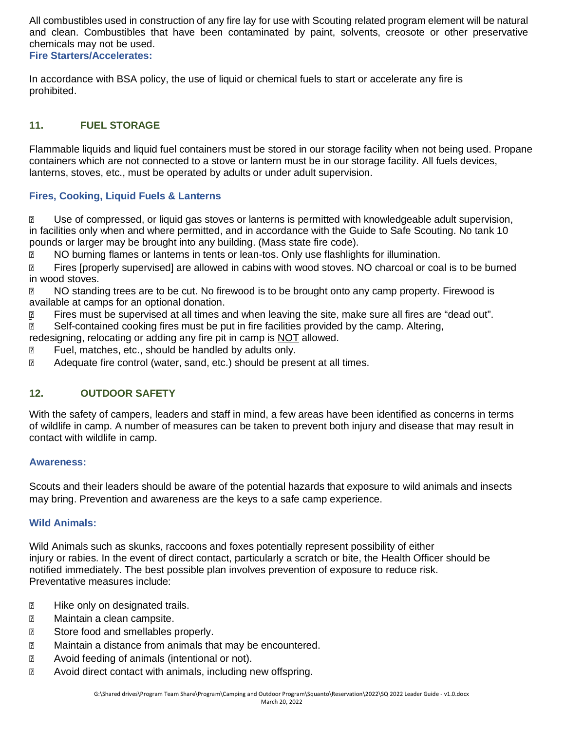All combustibles used in construction of any fire lay for use with Scouting related program element will be natural and clean. Combustibles that have been contaminated by paint, solvents, creosote or other preservative chemicals may not be used.

### Fire Starters/Accelerates:

In accordance with BSA policy, the use of liquid or chemical fuels to start or accelerate any fire is prohibited.

## 11. FUEL STORAGE

Flammable liquids and liquid fuel containers must be stored in our storage facility when not being used. Propane containers which are not connected to a stove or lantern must be in our storage facility. All fuels devices, lanterns, stoves, etc., must be operated by adults or under adult supervision.

### Fires, Cooking, Liquid Fuels & Lanterns

- Use of compressed, or liquid gas stoves or lanterns is permitted with knowledgeable adult supervision, in facilities only when and where permitted, and in accordance with the Guide to Safe Scouting. No tank 10 pounds or larger may be brought into any building. (Mass state fire code).
- NO burning flames or lanterns in tents or lean-tos. Only use flashlights for illumination.
- Fires [properly supervised] are allowed in cabins with wood stoves. NO charcoal or coal is to be burned in wood stoves.
- NO standing trees are to be cut. No firewood is to be brought onto any camp property. Firewood is available at camps for an optional donation.
- Fires must be supervised at all times and when leaving the site, make sure all fires are "dead out".
- Self-contained cooking fires must be put in fire facilities provided by the camp. Altering, redesigning, relocating or adding any fire pit in camp is NOT allowed.
- Fuel, matches, etc., should be handled by adults only.
- Adequate fire control (water, sand, etc.) should be present at all times.

## 12. OUTDOOR SAFETY

With the safety of campers, leaders and staff in mind, a few areas have been identified as concerns in terms of wildlife in camp. A number of measures can be taken to prevent both injury and disease that may result in contact with wildlife in camp.

### Awareness:

Scouts and their leaders should be aware of the potential hazards that exposure to wild animals and insects may bring. Prevention and awareness are the keys to a safe camp experience.

### Wild Animals:

Wild Animals such as skunks, raccoons and foxes potentially represent possibility of either injury or rabies. In the event of direct contact, particularly a scratch or bite, the Health Officer should be notified immediately. The best possible plan involves prevention of exposure to reduce risk. Preventative measures include:

- Hike only on designated trails.
- Maintain a clean campsite.
- Store food and smellables properly.
- Maintain a distance from animals that may be encountered.
- Avoid feeding of animals (intentional or not).
- Avoid direct contact with animals, including new offspring.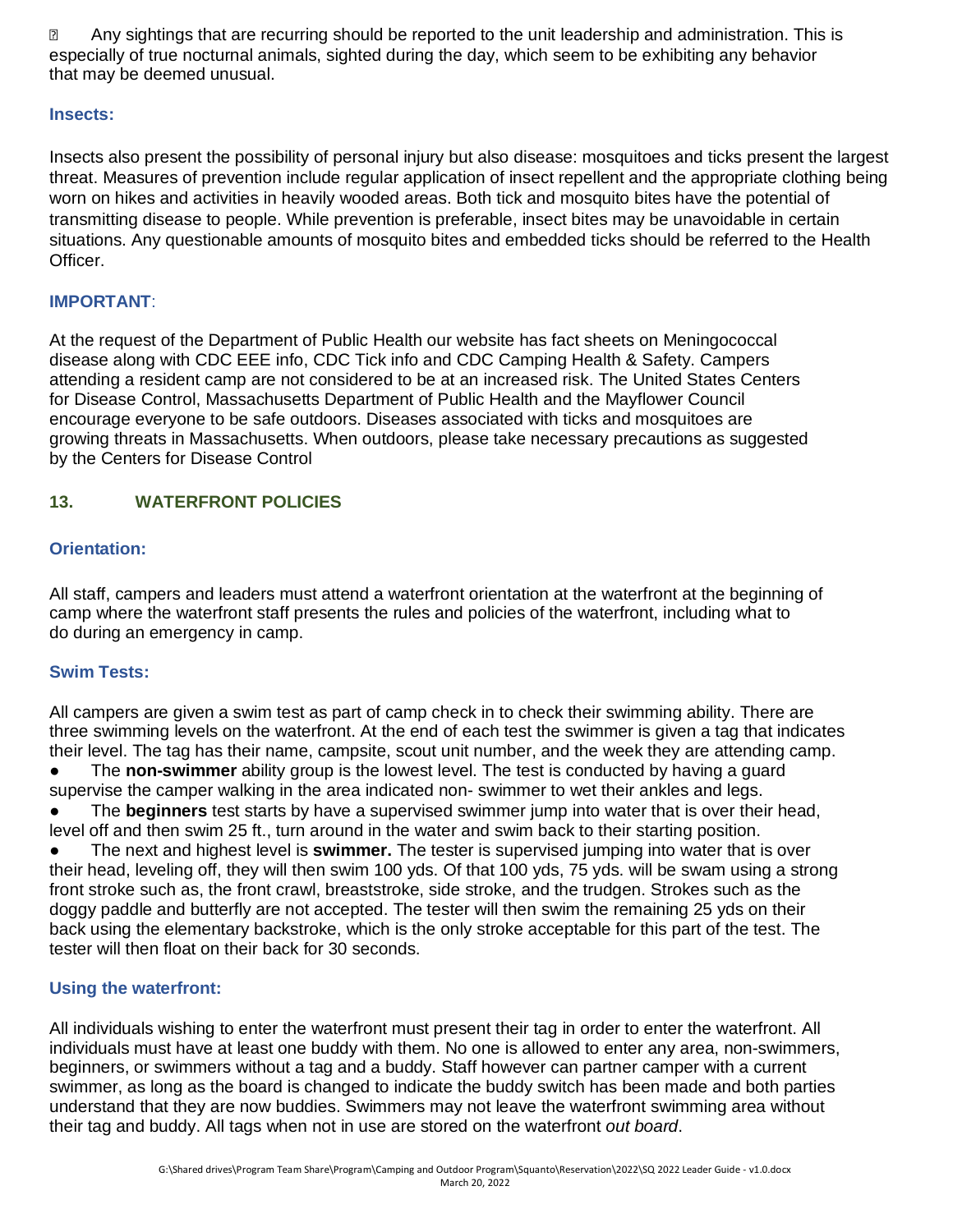- Any sightings that are recurring should be reported to the unit leadership and administration. This is especially of true nocturnal animals, sighted during the day, which seem to be exhibiting any behavior that may be deemed unusual.

### Insects:

Insects also present the possibility of personal injury but also disease: mosquitoes and ticks present the largest threat. Measures of prevention include regular application of insect repellent and the appropriate clothing being worn on hikes and activities in heavily wooded areas. Both tick and mosquito bites have the potential of transmitting disease to people. While prevention is preferable, insect bites may be unavoidable in certain situations. Any questionable amounts of mosquito bites and embedded ticks should be referred to the Health Officer.

### IMPORTANT:

At the request of the Department of Public Health our website has fact sheets on Meningococcal disease along with CDC EEE info, CDC Tick info and CDC Camping Health & Safety. Campers attending a resident camp are not considered to be at an increased risk. The United States Centers for Disease Control, Massachusetts Department of Public Health and the Mayflower Council encourage everyone to be safe outdoors. Diseases associated with ticks and mosquitoes are growing threats in Massachusetts. When outdoors, please take necessary precautions as suggested by the Centers for Disease Control

## 13. WATERFRONT POLICIES

### Orientation:

All staff, campers and leaders must attend a waterfront orientation at the waterfront at the beginning of camp where the waterfront staff presents the rules and policies of the waterfront, including what to do during an emergency in camp.

### Swim Tests:

All campers are given a swim test as part of camp check in to check their swimming ability. There are three swimming levels on the waterfront. At the end of each test the swimmer is given a tag that indicates their level. The tag has their name, campsite, scout unit number, and the week they are attending camp.

- The **non-swimmer** ability group is the lowest level. The test is conducted by having a guard supervise the camper walking in the area indicated non- swimmer to wet their ankles and legs.
- The **beginners** test starts by have a supervised swimmer jump into water that is over their head, level off and then swim 25 ft., turn around in the water and swim back to their starting position.
- The next and highest level is **swimmer.** The tester is supervised jumping into water that is over their head, leveling off, they will then swim 100 yds. Of that 100 yds, 75 yds. will be swam using a strong front stroke such as, the front crawl, breaststroke, side stroke, and the trudgen. Strokes such as the doggy paddle and butterfly are not accepted. The tester will then swim the remaining 25 yds on their back using the elementary backstroke, which is the only stroke acceptable for this part of the test. The tester will then float on their back for 30 seconds.

### Using the waterfront:

All individuals wishing to enter the waterfront must present their tag in order to enter the waterfront. All individuals must have at least one buddy with them. No one is allowed to enter any area, non-swimmers, beginners, or swimmers without a tag and a buddy. Staff however can partner camper with a current swimmer, as long as the board is changed to indicate the buddy switch has been made and both parties understand that they are now buddies. Swimmers may not leave the waterfront swimming area without their tag and buddy. All tags when not in use are stored on the waterfront *out board*.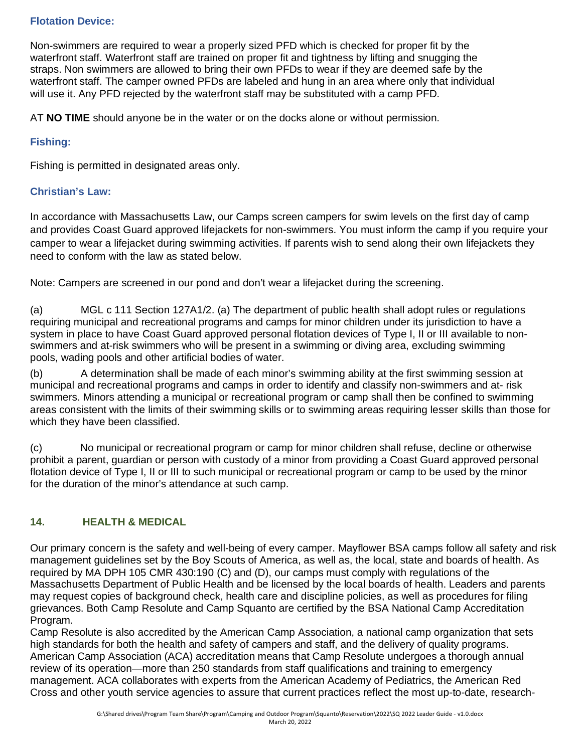### Flotation Device:

Non-swimmers are required to wear a properly sized PFD which is checked for proper fit by the waterfront staff. Waterfront staff are trained on proper fit and tightness by lifting and snugging the straps. Non swimmers are allowed to bring their own PFDs to wear if they are deemed safe by the waterfront staff. The camper owned PFDs are labeled and hung in an area where only that individual will use it. Any PFD rejected by the waterfront staff may be substituted with a camp PFD.

AT **NO TIME** should anyone be in the water or on the docks alone or without permission.

### Fishing:

Fishing is permitted in designated areas only.

### Christian's Law:

In accordance with Massachusetts Law, our Camps screen campers for swim levels on the first day of camp and provides Coast Guard approved lifejackets for non-swimmers. You must inform the camp if you require your camper to wear a lifejacket during swimming activities. If parents wish to send along their own lifejackets they need to conform with the law as stated below.

Note: Campers are screened in our pond and don't wear a lifejacket during the screening.

(a) MGL c 111 Section 127A1/2. (a) The department of public health shall adopt rules or regulations requiring municipal and recreational programs and camps for minor children under its jurisdiction to have a system in place to have Coast Guard approved personal flotation devices of Type I, II or III available to non-swimmers and at-risk swimmers who will be present in a swimming or diving area, excluding swimming pools, wading pools and other artificial bodies of water.

(b) A determination shall be made of each minor's swimming ability at the first swimming session at municipal and recreational programs and camps in order to identify and classify non-swimmers and at- risk swimmers. Minors attending a municipal or recreational program or camp shall then be confined to swimming areas consistent with the limits of their swimming skills or to swimming areas requiring lesser skills than those for which they have been classified.

(c) No municipal or recreational program or camp for minor children shall refuse, decline or otherwise prohibit a parent, guardian or person with custody of a minor from providing a Coast Guard approved personal flotation device of Type I, II or III to such municipal or recreational program or camp to be used by the minor for the duration of the minor's attendance at such camp.

## 14. HEALTH & MEDICAL

Our primary concern is the safety and well-being of every camper. Mayflower BSA camps follow all safety and risk management guidelines set by the Boy Scouts of America, as well as, the local, state and boards of health. As required by MA DPH 105 CMR 430:190 (C) and (D), our camps must comply with regulations of the Massachusetts Department of Public Health and be licensed by the local boards of health. Leaders and parents may request copies of background check, health care and discipline policies, as well as procedures for filing grievances. Both Camp Resolute and Camp Squanto are certified by the BSA National Camp Accreditation Program.

Camp Resolute is also accredited by the American Camp Association, a national camp organization that sets high standards for both the health and safety of campers and staff, and the delivery of quality programs. American Camp Association (ACA) accreditation means that Camp Resolute undergoes a thorough annual review of its operation—more than 250 standards from staff qualifications and training to emergency management. ACA collaborates with experts from the American Academy of Pediatrics, the American Red Cross and other youth service agencies to assure that current practices reflect the most up-to-date, research-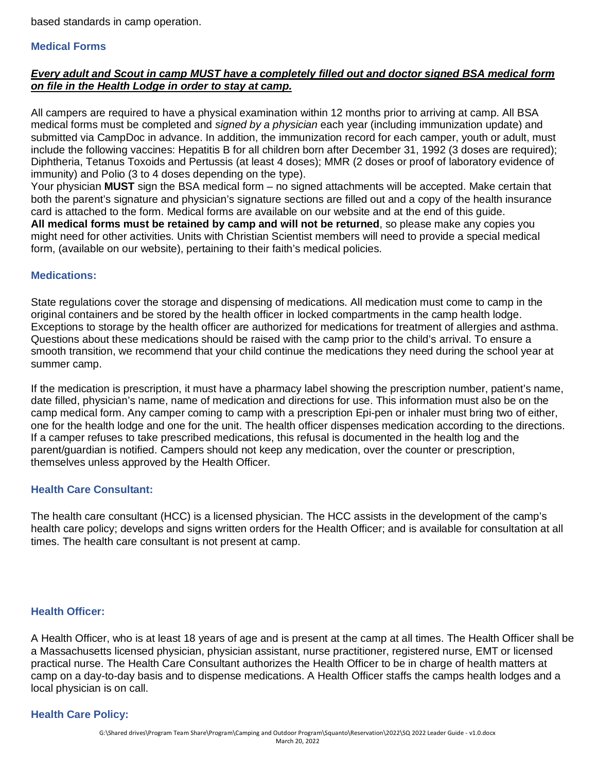based standards in camp operation.

### Medical Forms

***<u>Every adult and Scout in camp MUST have a completely filled out and doctor signed BSA medical form on file in the Health Lodge in order to stay at camp.</u>***

All campers are required to have a physical examination within 12 months prior to arriving at camp. All BSA medical forms must be completed and *signed by a physician* each year (including immunization update) and submitted via CampDoc in advance. In addition, the immunization record for each camper, youth or adult, must include the following vaccines: Hepatitis B for all children born after December 31, 1992 (3 doses are required); Diphtheria, Tetanus Toxoids and Pertussis (at least 4 doses); MMR (2 doses or proof of laboratory evidence of immunity) and Polio (3 to 4 doses depending on the type).

Your physician **MUST** sign the BSA medical form – no signed attachments will be accepted. Make certain that both the parent's signature and physician's signature sections are filled out and a copy of the health insurance card is attached to the form. Medical forms are available on our website and at the end of this guide.

**All medical forms must be retained by camp and will not be returned**, so please make any copies you might need for other activities. Units with Christian Scientist members will need to provide a special medical form, (available on our website), pertaining to their faith's medical policies.

### Medications:

State regulations cover the storage and dispensing of medications. All medication must come to camp in the original containers and be stored by the health officer in locked compartments in the camp health lodge. Exceptions to storage by the health officer are authorized for medications for treatment of allergies and asthma. Questions about these medications should be raised with the camp prior to the child's arrival. To ensure a smooth transition, we recommend that your child continue the medications they need during the school year at summer camp.

If the medication is prescription, it must have a pharmacy label showing the prescription number, patient's name, date filled, physician's name, name of medication and directions for use. This information must also be on the camp medical form. Any camper coming to camp with a prescription Epi-pen or inhaler must bring two of either, one for the health lodge and one for the unit. The health officer dispenses medication according to the directions. If a camper refuses to take prescribed medications, this refusal is documented in the health log and the parent/guardian is notified. Campers should not keep any medication, over the counter or prescription, themselves unless approved by the Health Officer.

### Health Care Consultant:

The health care consultant (HCC) is a licensed physician. The HCC assists in the development of the camp's health care policy; develops and signs written orders for the Health Officer; and is available for consultation at all times. The health care consultant is not present at camp.

### Health Officer:

A Health Officer, who is at least 18 years of age and is present at the camp at all times. The Health Officer shall be a Massachusetts licensed physician, physician assistant, nurse practitioner, registered nurse, EMT or licensed practical nurse. The Health Care Consultant authorizes the Health Officer to be in charge of health matters at camp on a day-to-day basis and to dispense medications. A Health Officer staffs the camps health lodges and a local physician is on call.

### Health Care Policy: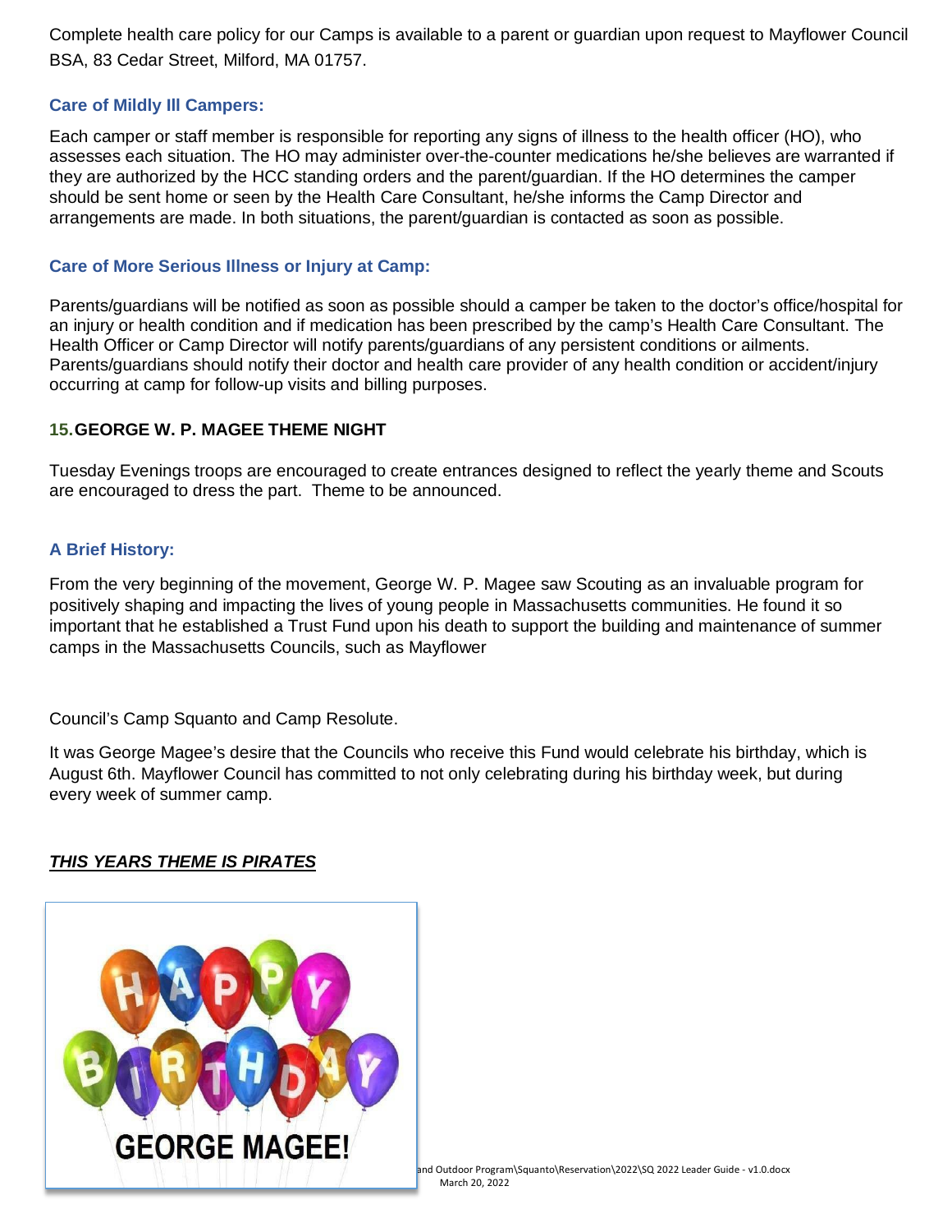Complete health care policy for our Camps is available to a parent or guardian upon request to Mayflower Council BSA, 83 Cedar Street, Milford, MA 01757.

### Care of Mildly Ill Campers:

Each camper or staff member is responsible for reporting any signs of illness to the health officer (HO), who assesses each situation. The HO may administer over-the-counter medications he/she believes are warranted if they are authorized by the HCC standing orders and the parent/guardian. If the HO determines the camper should be sent home or seen by the Health Care Consultant, he/she informs the Camp Director and arrangements are made. In both situations, the parent/guardian is contacted as soon as possible.

### Care of More Serious Illness or Injury at Camp:

Parents/guardians will be notified as soon as possible should a camper be taken to the doctor's office/hospital for an injury or health condition and if medication has been prescribed by the camp's Health Care Consultant. The Health Officer or Camp Director will notify parents/guardians of any persistent conditions or ailments. Parents/guardians should notify their doctor and health care provider of any health condition or accident/injury occurring at camp for follow-up visits and billing purposes.

## 15. GEORGE W. P. MAGEE THEME NIGHT

Tuesday Evenings troops are encouraged to create entrances designed to reflect the yearly theme and Scouts are encouraged to dress the part. Theme to be announced.

### A Brief History:

From the very beginning of the movement, George W. P. Magee saw Scouting as an invaluable program for positively shaping and impacting the lives of young people in Massachusetts communities. He found it so important that he established a Trust Fund upon his death to support the building and maintenance of summer camps in the Massachusetts Councils, such as Mayflower

Council's Camp Squanto and Camp Resolute.

It was George Magee's desire that the Councils who receive this Fund would celebrate his birthday, which is August 6th. Mayflower Council has committed to not only celebrating during his birthday week, but during every week of summer camp.

***THIS YEARS THEME IS PIRATES***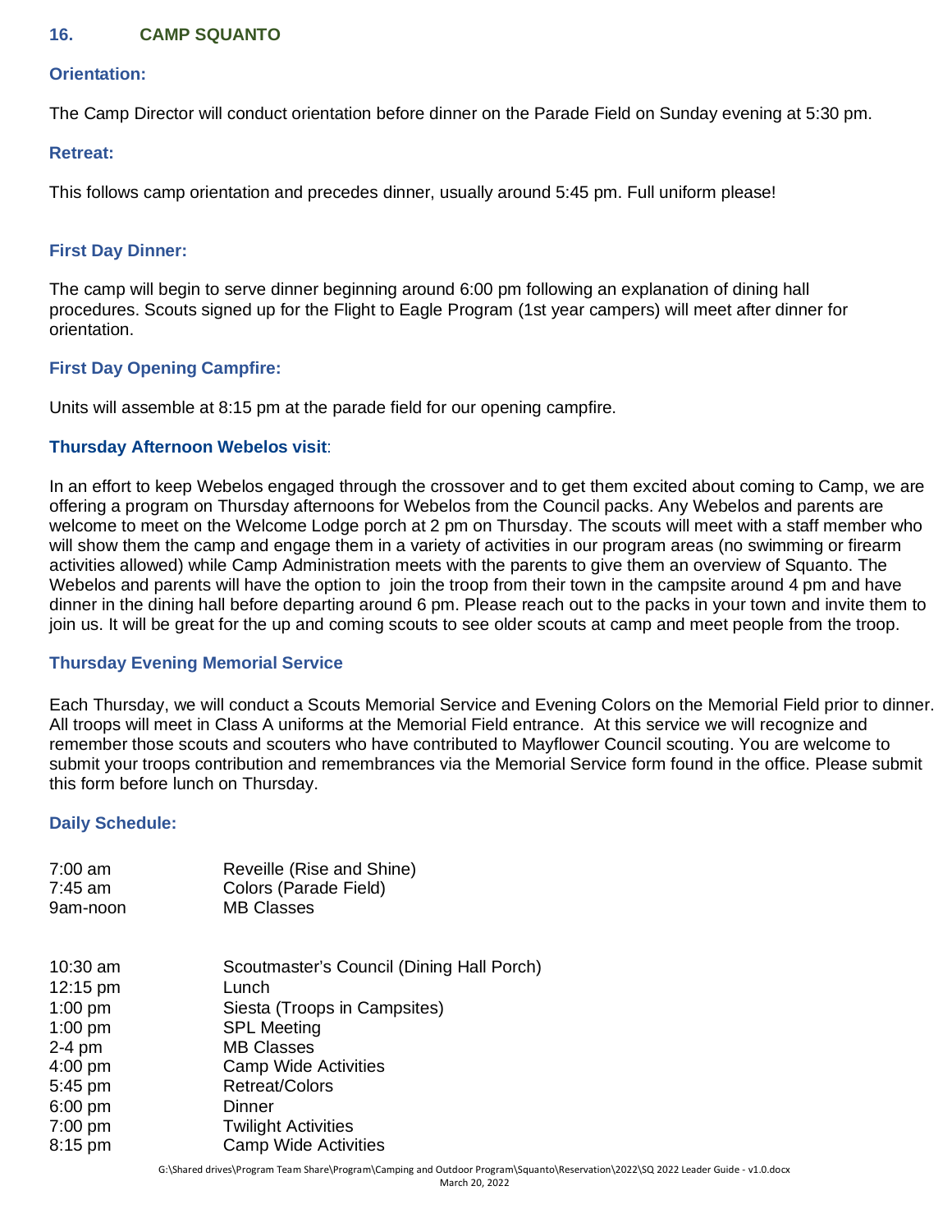## 16. CAMP SQUANTO

### Orientation:

The Camp Director will conduct orientation before dinner on the Parade Field on Sunday evening at 5:30 pm.

### Retreat:

This follows camp orientation and precedes dinner, usually around 5:45 pm. Full uniform please!

### First Day Dinner:

The camp will begin to serve dinner beginning around 6:00 pm following an explanation of dining hall procedures. Scouts signed up for the Flight to Eagle Program (1st year campers) will meet after dinner for orientation.

### First Day Opening Campfire:

Units will assemble at 8:15 pm at the parade field for our opening campfire.

### Thursday Afternoon Webelos visit:

In an effort to keep Webelos engaged through the crossover and to get them excited about coming to Camp, we are offering a program on Thursday afternoons for Webelos from the Council packs. Any Webelos and parents are welcome to meet on the Welcome Lodge porch at 2 pm on Thursday. The scouts will meet with a staff member who will show them the camp and engage them in a variety of activities in our program areas (no swimming or firearm activities allowed) while Camp Administration meets with the parents to give them an overview of Squanto. The Webelos and parents will have the option to join the troop from their town in the campsite around 4 pm and have dinner in the dining hall before departing around 6 pm. Please reach out to the packs in your town and invite them to join us. It will be great for the up and coming scouts to see older scouts at camp and meet people from the troop.

### Thursday Evening Memorial Service

Each Thursday, we will conduct a Scouts Memorial Service and Evening Colors on the Memorial Field prior to dinner. All troops will meet in Class A uniforms at the Memorial Field entrance. At this service we will recognize and remember those scouts and scouters who have contributed to Mayflower Council scouting. You are welcome to submit your troops contribution and remembrances via the Memorial Service form found in the office. Please submit this form before lunch on Thursday.

### Daily Schedule:

| | |
|---|---|
| 7:00 am | Reveille (Rise and Shine) |
| 7:45 am | Colors (Parade Field) |
| 9am-noon | MB Classes |
| 10:30 am | Scoutmaster's Council (Dining Hall Porch) |
| 12:15 pm | Lunch |
| 1:00 pm | Siesta (Troops in Campsites) |
| 1:00 pm | SPL Meeting |
| 2-4 pm | MB Classes |
| 4:00 pm | Camp Wide Activities |
| 5:45 pm | Retreat/Colors |
| 6:00 pm | Dinner |
| 7:00 pm | Twilight Activities |
| 8:15 pm | Camp Wide Activities |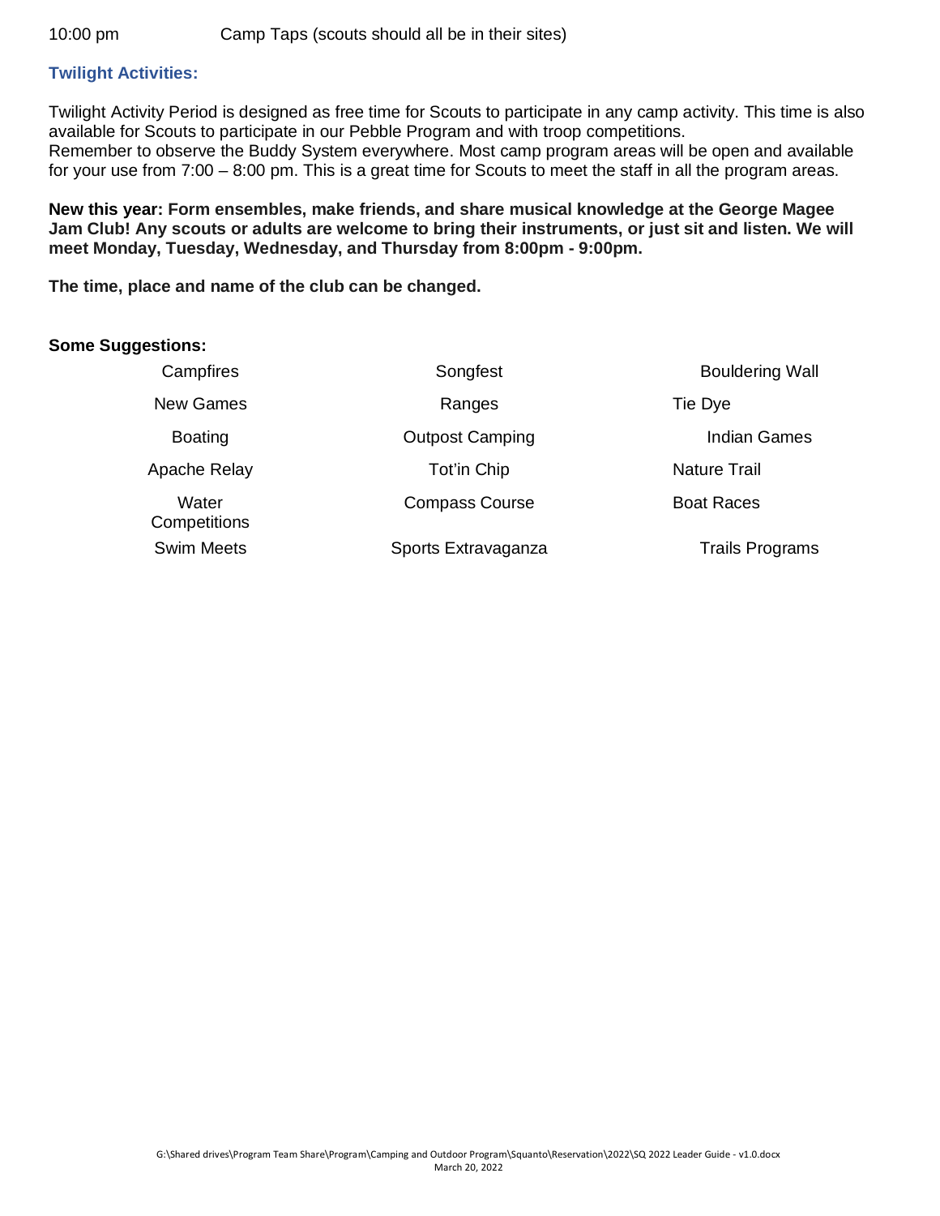10:00 pm Camp Taps (scouts should all be in their sites)

### Twilight Activities:

Twilight Activity Period is designed as free time for Scouts to participate in any camp activity. This time is also available for Scouts to participate in our Pebble Program and with troop competitions.
Remember to observe the Buddy System everywhere. Most camp program areas will be open and available for your use from 7:00 – 8:00 pm. This is a great time for Scouts to meet the staff in all the program areas.

**New this year: Form ensembles, make friends, and share musical knowledge at the George Magee Jam Club! Any scouts or adults are welcome to bring their instruments, or just sit and listen. We will meet Monday, Tuesday, Wednesday, and Thursday from 8:00pm - 9:00pm.**

**The time, place and name of the club can be changed.**

**Some Suggestions:**

| | | |
|---|---|---|
| Campfires | Songfest | Bouldering Wall |
| New Games | Ranges | Tie Dye |
| Boating | Outpost Camping | Indian Games |
| Apache Relay | Tot'in Chip | Nature Trail |
| Water Competitions | Compass Course | Boat Races |
| Swim Meets | Sports Extravaganza | Trails Programs |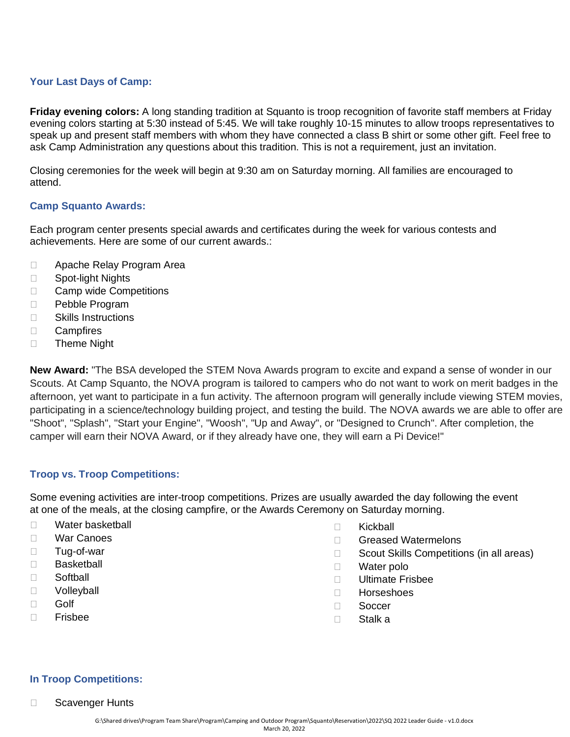### Your Last Days of Camp:

**Friday evening colors:** A long standing tradition at Squanto is troop recognition of favorite staff members at Friday evening colors starting at 5:30 instead of 5:45. We will take roughly 10-15 minutes to allow troops representatives to speak up and present staff members with whom they have connected a class B shirt or some other gift. Feel free to ask Camp Administration any questions about this tradition. This is not a requirement, just an invitation.

Closing ceremonies for the week will begin at 9:30 am on Saturday morning. All families are encouraged to attend.

### Camp Squanto Awards:

Each program center presents special awards and certificates during the week for various contests and achievements. Here are some of our current awards.:

- Apache Relay Program Area
- Spot-light Nights
- Camp wide Competitions
- Pebble Program
- Skills Instructions
- Campfires
- Theme Night

**New Award:** "The BSA developed the STEM Nova Awards program to excite and expand a sense of wonder in our Scouts. At Camp Squanto, the NOVA program is tailored to campers who do not want to work on merit badges in the afternoon, yet want to participate in a fun activity. The afternoon program will generally include viewing STEM movies, participating in a science/technology building project, and testing the build. The NOVA awards we are able to offer are "Shoot", "Splash", "Start your Engine", "Woosh", "Up and Away", or "Designed to Crunch". After completion, the camper will earn their NOVA Award, or if they already have one, they will earn a Pi Device!"

### Troop vs. Troop Competitions:

Some evening activities are inter-troop competitions. Prizes are usually awarded the day following the event at one of the meals, at the closing campfire, or the Awards Ceremony on Saturday morning.

- Water basketball
- War Canoes
- Tug-of-war
- Basketball
- Softball
- Volleyball
- Golf
- Frisbee
- Kickball
- Greased Watermelons
- Scout Skills Competitions (in all areas)
- Water polo
- Ultimate Frisbee
- Horseshoes
- Soccer
- Stalk a

### In Troop Competitions:

- Scavenger Hunts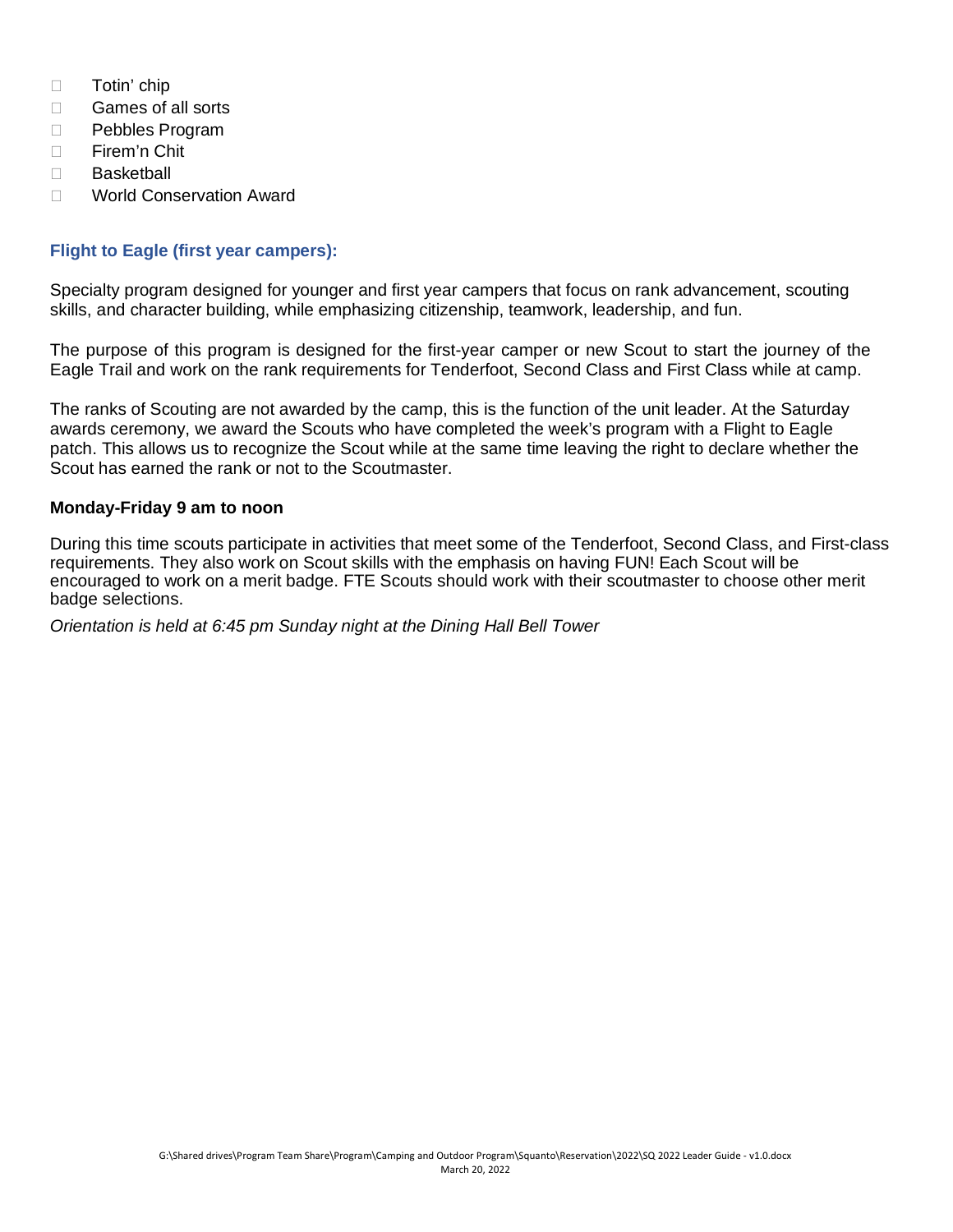- Totin' chip
- Games of all sorts
- Pebbles Program
- Firem'n Chit
- Basketball
- World Conservation Award

### Flight to Eagle (first year campers):

Specialty program designed for younger and first year campers that focus on rank advancement, scouting skills, and character building, while emphasizing citizenship, teamwork, leadership, and fun.

The purpose of this program is designed for the first-year camper or new Scout to start the journey of the Eagle Trail and work on the rank requirements for Tenderfoot, Second Class and First Class while at camp.

The ranks of Scouting are not awarded by the camp, this is the function of the unit leader. At the Saturday awards ceremony, we award the Scouts who have completed the week's program with a Flight to Eagle patch. This allows us to recognize the Scout while at the same time leaving the right to declare whether the Scout has earned the rank or not to the Scoutmaster.

**Monday-Friday 9 am to noon**

During this time scouts participate in activities that meet some of the Tenderfoot, Second Class, and First-class requirements. They also work on Scout skills with the emphasis on having FUN! Each Scout will be encouraged to work on a merit badge. FTE Scouts should work with their scoutmaster to choose other merit badge selections.

*Orientation is held at 6:45 pm Sunday night at the Dining Hall Bell Tower*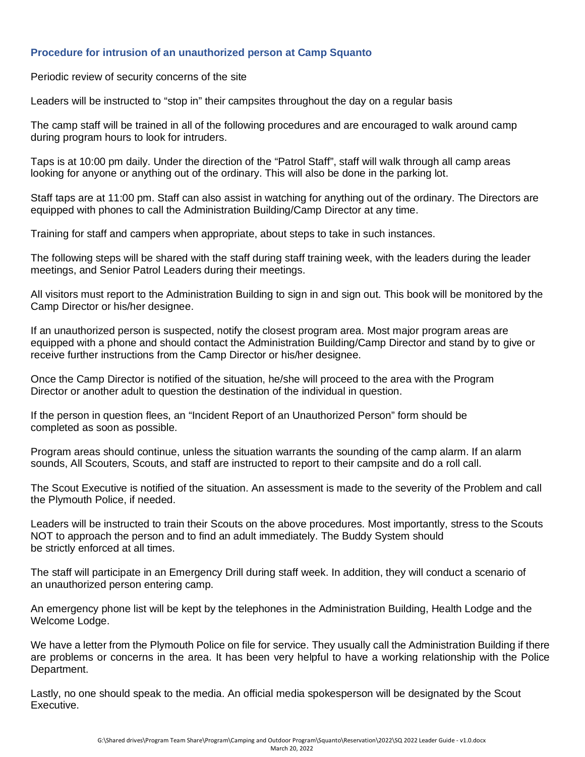### Procedure for intrusion of an unauthorized person at Camp Squanto

Periodic review of security concerns of the site

Leaders will be instructed to “stop in” their campsites throughout the day on a regular basis

The camp staff will be trained in all of the following procedures and are encouraged to walk around camp during program hours to look for intruders.

Taps is at 10:00 pm daily. Under the direction of the “Patrol Staff”, staff will walk through all camp areas looking for anyone or anything out of the ordinary. This will also be done in the parking lot.

Staff taps are at 11:00 pm. Staff can also assist in watching for anything out of the ordinary. The Directors are equipped with phones to call the Administration Building/Camp Director at any time.

Training for staff and campers when appropriate, about steps to take in such instances.

The following steps will be shared with the staff during staff training week, with the leaders during the leader meetings, and Senior Patrol Leaders during their meetings.

All visitors must report to the Administration Building to sign in and sign out. This book will be monitored by the Camp Director or his/her designee.

If an unauthorized person is suspected, notify the closest program area. Most major program areas are equipped with a phone and should contact the Administration Building/Camp Director and stand by to give or receive further instructions from the Camp Director or his/her designee.

Once the Camp Director is notified of the situation, he/she will proceed to the area with the Program Director or another adult to question the destination of the individual in question.

If the person in question flees, an “Incident Report of an Unauthorized Person” form should be completed as soon as possible.

Program areas should continue, unless the situation warrants the sounding of the camp alarm. If an alarm sounds, All Scouters, Scouts, and staff are instructed to report to their campsite and do a roll call.

The Scout Executive is notified of the situation. An assessment is made to the severity of the Problem and call the Plymouth Police, if needed.

Leaders will be instructed to train their Scouts on the above procedures. Most importantly, stress to the Scouts NOT to approach the person and to find an adult immediately. The Buddy System should be strictly enforced at all times.

The staff will participate in an Emergency Drill during staff week. In addition, they will conduct a scenario of an unauthorized person entering camp.

An emergency phone list will be kept by the telephones in the Administration Building, Health Lodge and the Welcome Lodge.

We have a letter from the Plymouth Police on file for service. They usually call the Administration Building if there are problems or concerns in the area. It has been very helpful to have a working relationship with the Police Department.

Lastly, no one should speak to the media. An official media spokesperson will be designated by the Scout Executive.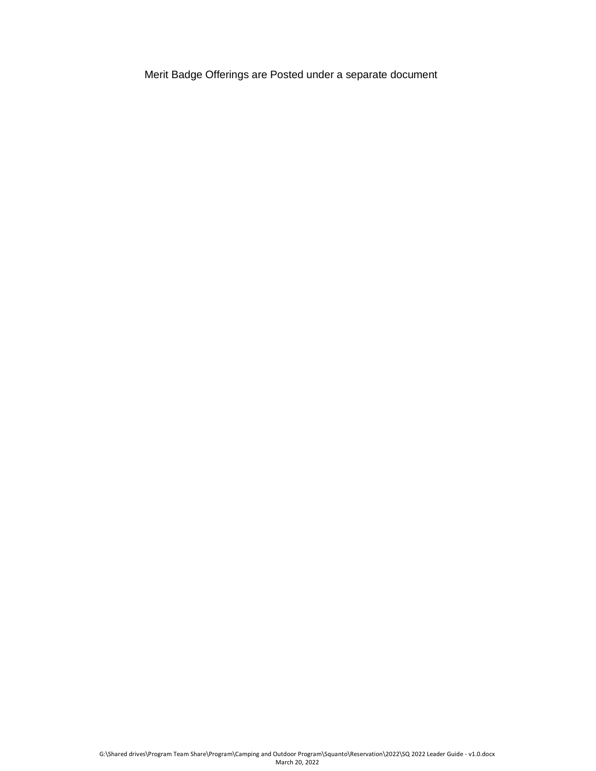Merit Badge Offerings are Posted under a separate document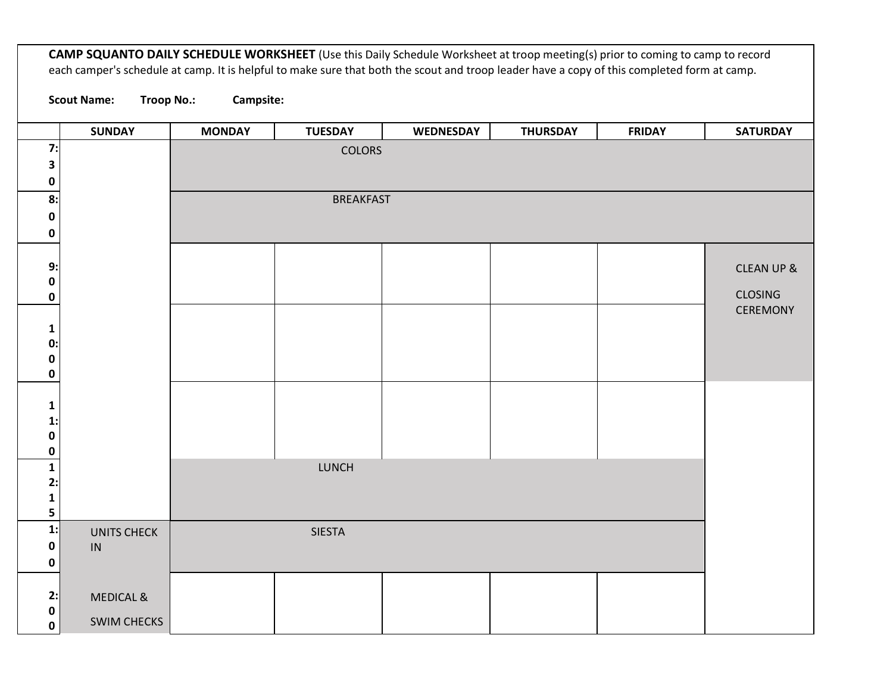**CAMP SQUANTO DAILY SCHEDULE WORKSHEET** (Use this Daily Schedule Worksheet at troop meeting(s) prior to coming to camp to record each camper's schedule at camp. It is helpful to make sure that both the scout and troop leader have a copy of this completed form at camp.

**Scout Name:** **Troop No.:** **Campsite:**

| | SUNDAY | MONDAY | TUESDAY | WEDNESDAY | THURSDAY | FRIDAY | SATURDAY |
|---|---|---|---|---|---|---|---|
| **7:30** | | COLORS | | | | | |
| **8:00** | | BREAKFAST | | | | | |
| **9:00** | | | | | | | CLEAN UP & CLOSING CEREMONY |
| **10:00** | | | | | | | |
| **11:00** | | | | | | | |
| **12:15** | | LUNCH | | | | | |
| **1:00** | UNITS CHECK IN | SIESTA | | | | | |
| **2:00** | MEDICAL & SWIM CHECKS | | | | | | |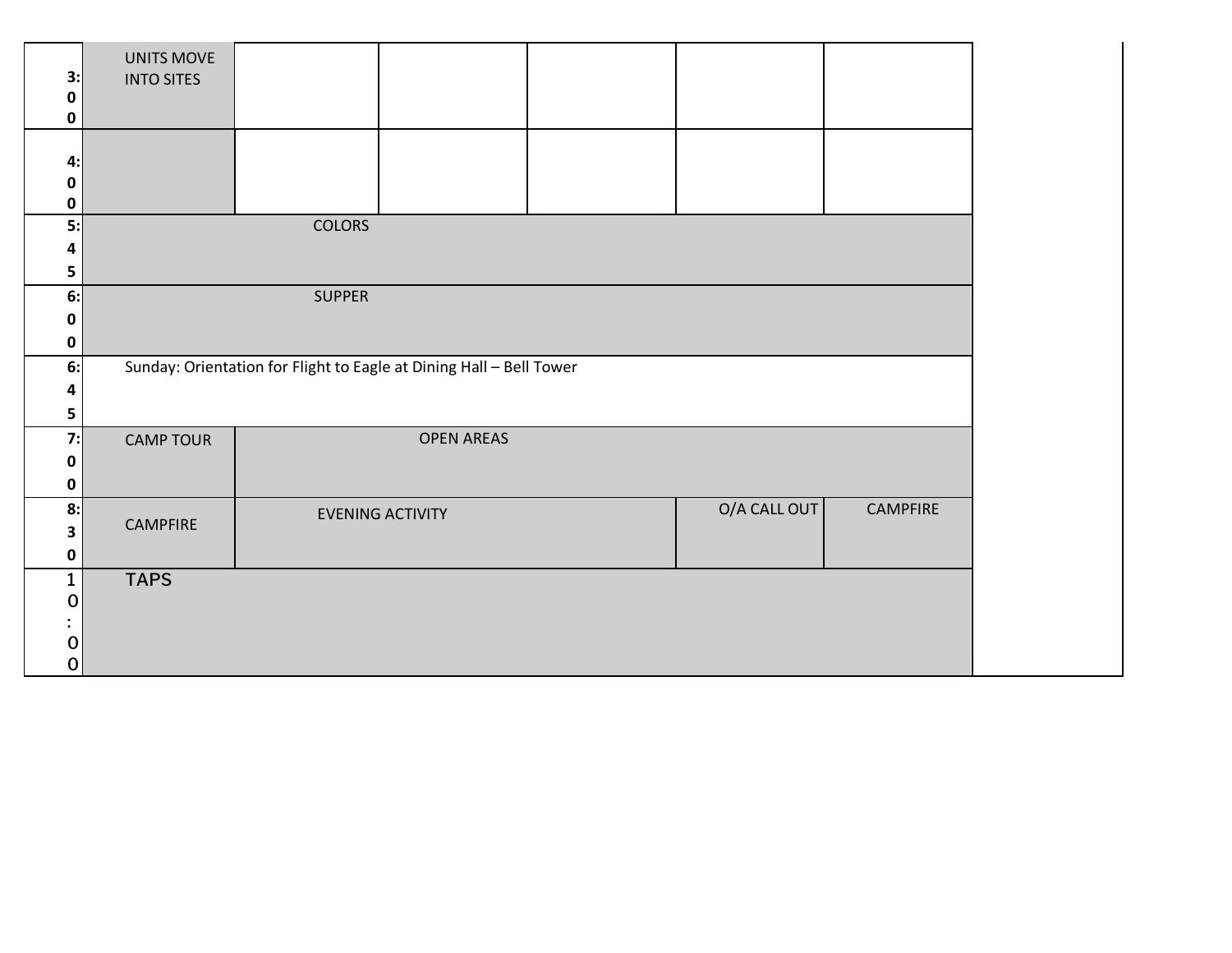| Time | | | | | | | |
|---|---|---|---|---|---|---|---|
| 3:00 | UNITS MOVE INTO SITES | | | | | | |
| 4:00 | | | | | | | |
| 5:45 | COLORS | | | | | | |
| 6:00 | SUPPER | | | | | | |
| 6:45 | Sunday: Orientation for Flight to Eagle at Dining Hall – Bell Tower | | | | | | |
| 7:00 | CAMP TOUR | OPEN AREAS | | | | | |
| 8:30 | CAMPFIRE | EVENING ACTIVITY | | | O/A CALL OUT | CAMPFIRE | |
| 10:00 | TAPS | | | | | | |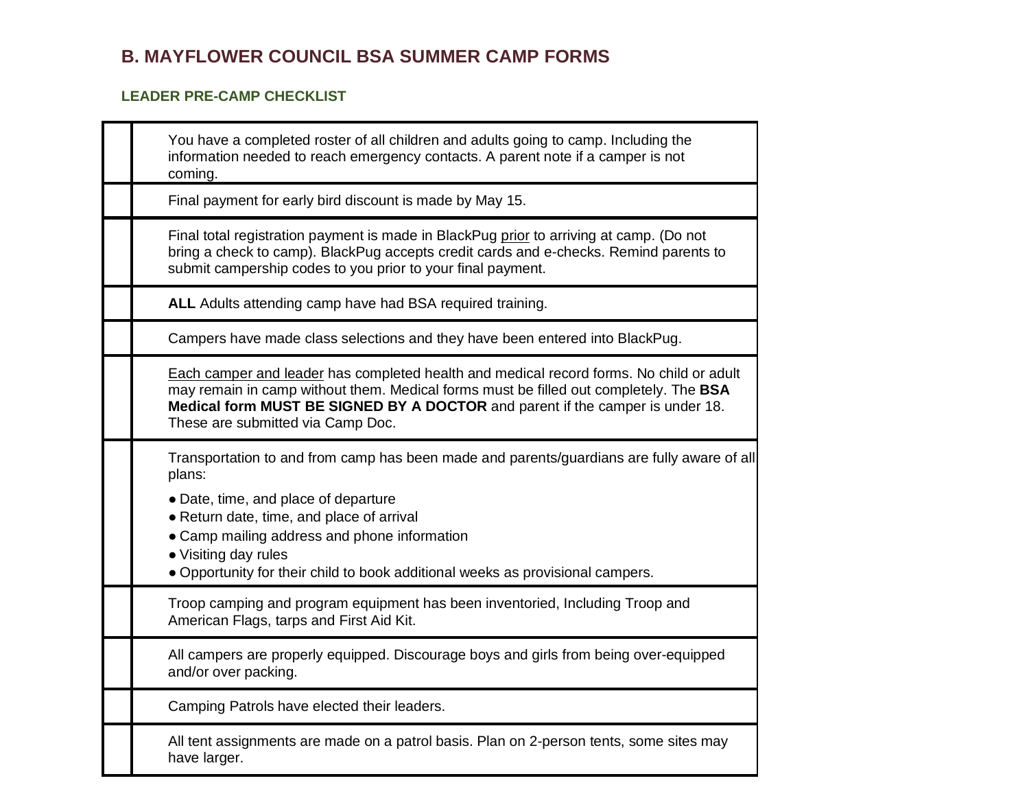## B. MAYFLOWER COUNCIL BSA SUMMER CAMP FORMS

### LEADER PRE-CAMP CHECKLIST

| | |
|---|---|
| | You have a completed roster of all children and adults going to camp. Including the information needed to reach emergency contacts. A parent note if a camper is not coming. |
| | Final payment for early bird discount is made by May 15. |
| | Final total registration payment is made in BlackPug prior to arriving at camp. (Do not bring a check to camp). BlackPug accepts credit cards and e-checks. Remind parents to submit campership codes to you prior to your final payment. |
| | **ALL** Adults attending camp have had BSA required training. |
| | Campers have made class selections and they have been entered into BlackPug. |
| | Each camper and leader has completed health and medical record forms. No child or adult may remain in camp without them. Medical forms must be filled out completely. The **BSA Medical form MUST BE SIGNED BY A DOCTOR** and parent if the camper is under 18. These are submitted via Camp Doc. |
| | Transportation to and from camp has been made and parents/guardians are fully aware of all plans:<br>● Date, time, and place of departure<br>● Return date, time, and place of arrival<br>● Camp mailing address and phone information<br>● Visiting day rules<br>● Opportunity for their child to book additional weeks as provisional campers. |
| | Troop camping and program equipment has been inventoried, Including Troop and American Flags, tarps and First Aid Kit. |
| | All campers are properly equipped. Discourage boys and girls from being over-equipped and/or over packing. |
| | Camping Patrols have elected their leaders. |
| | All tent assignments are made on a patrol basis. Plan on 2-person tents, some sites may have larger. |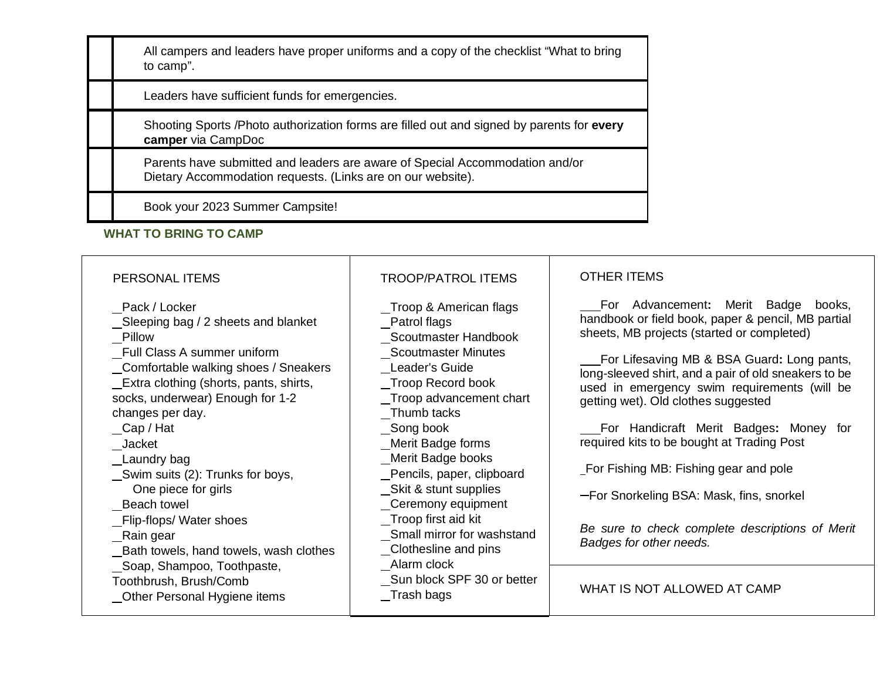| | |
|---|---|
| | All campers and leaders have proper uniforms and a copy of the checklist "What to bring to camp". |
| | Leaders have sufficient funds for emergencies. |
| | Shooting Sports /Photo authorization forms are filled out and signed by parents for **every camper** via CampDoc |
| | Parents have submitted and leaders are aware of Special Accommodation and/or Dietary Accommodation requests. (Links are on our website). |
| | Book your 2023 Summer Campsite! |

**WHAT TO BRING TO CAMP**

PERSONAL ITEMS

_Pack / Locker
_Sleeping bag / 2 sheets and blanket
_Pillow
_Full Class A summer uniform
_Comfortable walking shoes / Sneakers
_Extra clothing (shorts, pants, shirts, socks, underwear) Enough for 1-2 changes per day.
_Cap / Hat
_Jacket
_Laundry bag
_Swim suits (2): Trunks for boys, One piece for girls
_Beach towel
_Flip-flops/ Water shoes
_Rain gear
_Bath towels, hand towels, wash clothes
_Soap, Shampoo, Toothpaste, Toothbrush, Brush/Comb
_Other Personal Hygiene items

TROOP/PATROL ITEMS

_Troop & American flags
_Patrol flags
_Scoutmaster Handbook
_Scoutmaster Minutes
_Leader's Guide
_Troop Record book
_Troop advancement chart
_Thumb tacks
_Song book
_Merit Badge forms
_Merit Badge books
_Pencils, paper, clipboard
_Skit & stunt supplies
_Ceremony equipment
_Troop first aid kit
_Small mirror for washstand
_Clothesline and pins
_Alarm clock
_Sun block SPF 30 or better
_Trash bags

OTHER ITEMS

___For Advancement**:** Merit Badge books, handbook or field book, paper & pencil, MB partial sheets, MB projects (started or completed)

___For Lifesaving MB & BSA Guard**:** Long pants, long-sleeved shirt, and a pair of old sneakers to be used in emergency swim requirements (will be getting wet). Old clothes suggested

___For Handicraft Merit Badges**:** Money for required kits to be bought at Trading Post

_For Fishing MB: Fishing gear and pole

_For Snorkeling BSA: Mask, fins, snorkel

*Be sure to check complete descriptions of Merit Badges for other needs.*

WHAT IS NOT ALLOWED AT CAMP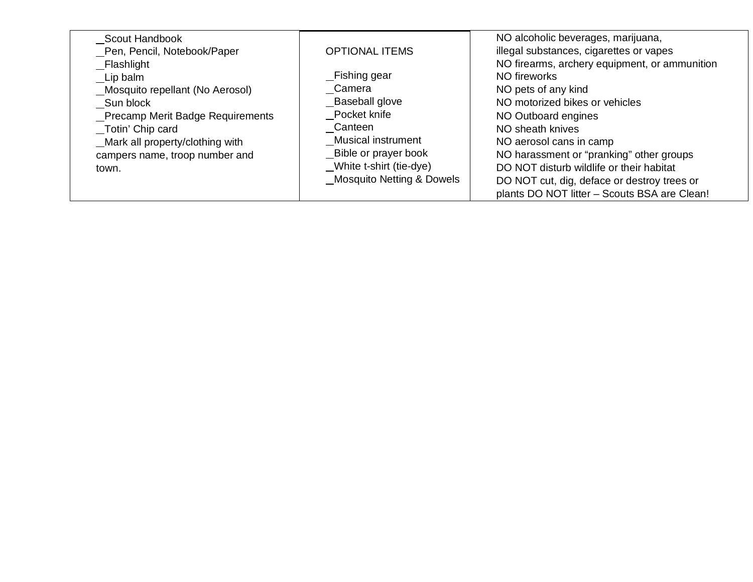| | | |
|---|---|---|
| _Scout Handbook<br>_Pen, Pencil, Notebook/Paper<br>_Flashlight<br>_Lip balm<br>_Mosquito repellant (No Aerosol)<br>_Sun block<br>_Precamp Merit Badge Requirements<br>_Totin' Chip card<br>_Mark all property/clothing with campers name, troop number and town. | OPTIONAL ITEMS<br><br>_Fishing gear<br>_Camera<br>_Baseball glove<br>_Pocket knife<br>_Canteen<br>_Musical instrument<br>_Bible or prayer book<br>_White t-shirt (tie-dye)<br>_Mosquito Netting & Dowels | NO alcoholic beverages, marijuana, illegal substances, cigarettes or vapes<br>NO firearms, archery equipment, or ammunition<br>NO fireworks<br>NO pets of any kind<br>NO motorized bikes or vehicles<br>NO Outboard engines<br>NO sheath knives<br>NO aerosol cans in camp<br>NO harassment or "pranking" other groups<br>DO NOT disturb wildlife or their habitat<br>DO NOT cut, dig, deface or destroy trees or plants DO NOT litter – Scouts BSA are Clean! |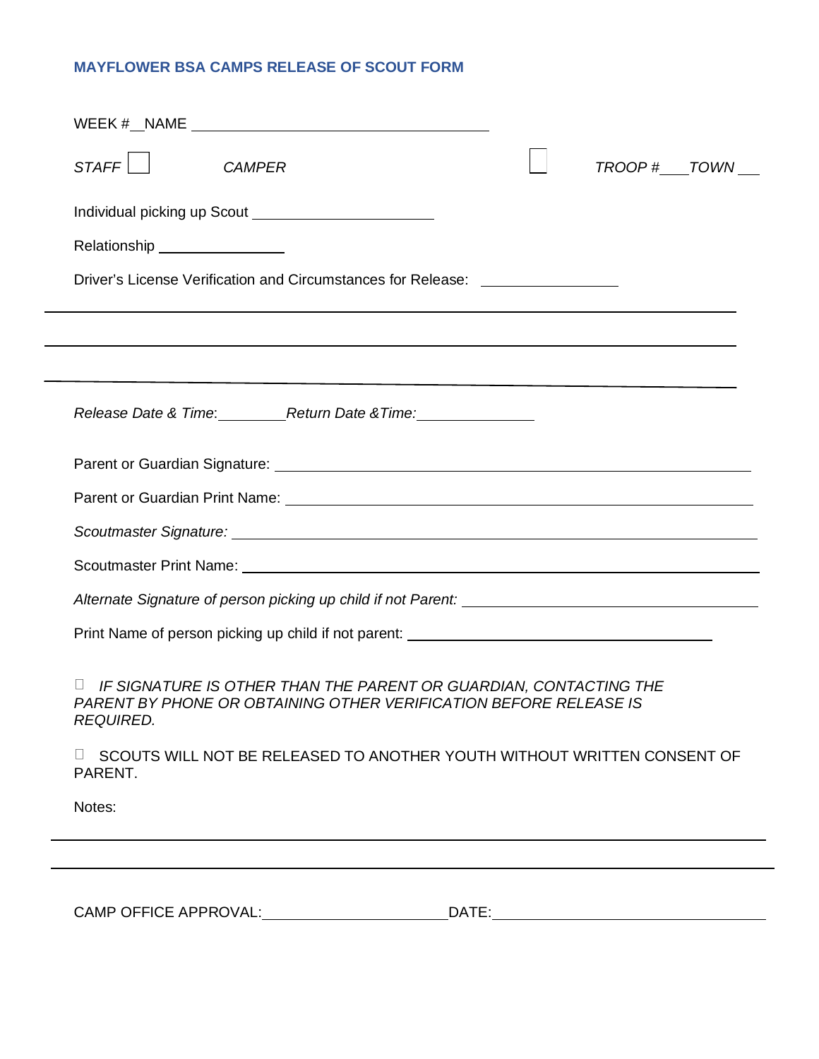## MAYFLOWER BSA CAMPS RELEASE OF SCOUT FORM

WEEK #\_\_ NAME \_\_\_\_\_\_\_\_\_\_\_\_\_\_\_\_\_\_\_\_\_\_\_\_\_\_\_\_\_\_\_\_\_\_\_\_

*STAFF* ☐ *CAMPER* ☐ *TROOP #\_\_\_ TOWN \_\_\_*

Individual picking up Scout \_\_\_\_\_\_\_\_\_\_\_\_\_\_\_\_\_\_\_\_\_\_

Relationship \_\_\_\_\_\_\_\_\_\_\_\_\_\_\_

Driver's License Verification and Circumstances for Release: \_\_\_\_\_\_\_\_\_\_\_\_\_\_\_\_

\_\_\_\_\_\_\_\_\_\_\_\_\_\_\_\_\_\_\_\_\_\_\_\_\_\_\_\_\_\_\_\_\_\_\_\_\_\_\_\_\_\_\_\_\_\_\_\_\_\_\_\_\_\_\_\_\_\_\_\_\_\_\_\_\_\_\_\_\_\_\_\_

\_\_\_\_\_\_\_\_\_\_\_\_\_\_\_\_\_\_\_\_\_\_\_\_\_\_\_\_\_\_\_\_\_\_\_\_\_\_\_\_\_\_\_\_\_\_\_\_\_\_\_\_\_\_\_\_\_\_\_\_\_\_\_\_\_\_\_\_\_\_\_\_

\_\_\_\_\_\_\_\_\_\_\_\_\_\_\_\_\_\_\_\_\_\_\_\_\_\_\_\_\_\_\_\_\_\_\_\_\_\_\_\_\_\_\_\_\_\_\_\_\_\_\_\_\_\_\_\_\_\_\_\_\_\_\_\_\_\_\_\_\_\_\_\_

*Release Date & Time*:\_\_\_\_\_\_\_\_ *Return Date &Time:*\_\_\_\_\_\_\_\_\_\_\_\_\_\_

Parent or Guardian Signature: \_\_\_\_\_\_\_\_\_\_\_\_\_\_\_\_\_\_\_\_\_\_\_\_\_\_\_\_\_\_\_\_\_\_\_\_\_\_\_\_\_\_\_\_\_\_\_\_\_\_

Parent or Guardian Print Name: \_\_\_\_\_\_\_\_\_\_\_\_\_\_\_\_\_\_\_\_\_\_\_\_\_\_\_\_\_\_\_\_\_\_\_\_\_\_\_\_\_\_\_\_\_\_\_\_\_

*Scoutmaster Signature:* \_\_\_\_\_\_\_\_\_\_\_\_\_\_\_\_\_\_\_\_\_\_\_\_\_\_\_\_\_\_\_\_\_\_\_\_\_\_\_\_\_\_\_\_\_\_\_\_\_\_\_\_\_\_\_

Scoutmaster Print Name: \_\_\_\_\_\_\_\_\_\_\_\_\_\_\_\_\_\_\_\_\_\_\_\_\_\_\_\_\_\_\_\_\_\_\_\_\_\_\_\_\_\_\_\_\_\_\_\_\_\_\_\_\_\_

*Alternate Signature of person picking up child if not Parent:* \_\_\_\_\_\_\_\_\_\_\_\_\_\_\_\_\_\_\_\_\_\_\_\_\_\_\_\_

Print Name of person picking up child if not parent: \_\_\_\_\_\_\_\_\_\_\_\_\_\_\_\_\_\_\_\_\_\_\_\_\_\_\_\_\_\_\_\_\_

☐ *IF SIGNATURE IS OTHER THAN THE PARENT OR GUARDIAN, CONTACTING THE PARENT BY PHONE OR OBTAINING OTHER VERIFICATION BEFORE RELEASE IS REQUIRED.*

☐ SCOUTS WILL NOT BE RELEASED TO ANOTHER YOUTH WITHOUT WRITTEN CONSENT OF PARENT.

Notes:

\_\_\_\_\_\_\_\_\_\_\_\_\_\_\_\_\_\_\_\_\_\_\_\_\_\_\_\_\_\_\_\_\_\_\_\_\_\_\_\_\_\_\_\_\_\_\_\_\_\_\_\_\_\_\_\_\_\_\_\_\_\_\_\_\_\_\_\_\_\_\_\_

\_\_\_\_\_\_\_\_\_\_\_\_\_\_\_\_\_\_\_\_\_\_\_\_\_\_\_\_\_\_\_\_\_\_\_\_\_\_\_\_\_\_\_\_\_\_\_\_\_\_\_\_\_\_\_\_\_\_\_\_\_\_\_\_\_\_\_\_\_\_\_\_

CAMP OFFICE APPROVAL:\_\_\_\_\_\_\_\_\_\_\_\_\_\_\_\_\_\_\_\_\_\_\_\_DATE:\_\_\_\_\_\_\_\_\_\_\_\_\_\_\_\_\_\_\_\_\_\_\_\_\_\_\_\_\_\_\_\_\_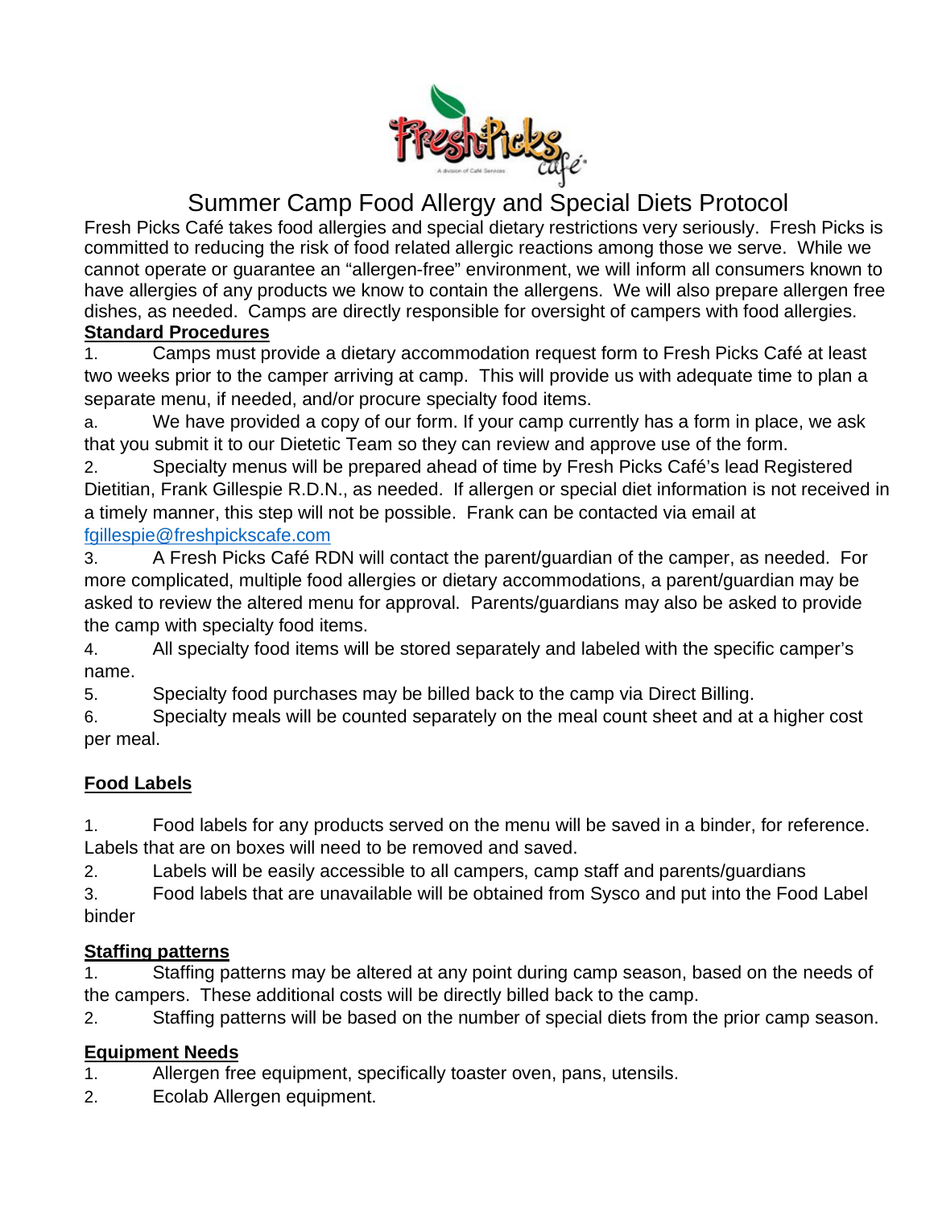# Summer Camp Food Allergy and Special Diets Protocol

Fresh Picks Café takes food allergies and special dietary restrictions very seriously. Fresh Picks is committed to reducing the risk of food related allergic reactions among those we serve. While we cannot operate or guarantee an "allergen-free" environment, we will inform all consumers known to have allergies of any products we know to contain the allergens. We will also prepare allergen free dishes, as needed. Camps are directly responsible for oversight of campers with food allergies.

**Standard Procedures**

1. Camps must provide a dietary accommodation request form to Fresh Picks Café at least two weeks prior to the camper arriving at camp. This will provide us with adequate time to plan a separate menu, if needed, and/or procure specialty food items.
   a. We have provided a copy of our form. If your camp currently has a form in place, we ask that you submit it to our Dietetic Team so they can review and approve use of the form.
2. Specialty menus will be prepared ahead of time by Fresh Picks Café's lead Registered Dietitian, Frank Gillespie R.D.N., as needed. If allergen or special diet information is not received in a timely manner, this step will not be possible. Frank can be contacted via email at fgillespie@freshpickscafe.com
3. A Fresh Picks Café RDN will contact the parent/guardian of the camper, as needed. For more complicated, multiple food allergies or dietary accommodations, a parent/guardian may be asked to review the altered menu for approval. Parents/guardians may also be asked to provide the camp with specialty food items.
4. All specialty food items will be stored separately and labeled with the specific camper's name.
5. Specialty food purchases may be billed back to the camp via Direct Billing.
6. Specialty meals will be counted separately on the meal count sheet and at a higher cost per meal.

**Food Labels**

1. Food labels for any products served on the menu will be saved in a binder, for reference. Labels that are on boxes will need to be removed and saved.
2. Labels will be easily accessible to all campers, camp staff and parents/guardians
3. Food labels that are unavailable will be obtained from Sysco and put into the Food Label binder

**Staffing patterns**

1. Staffing patterns may be altered at any point during camp season, based on the needs of the campers. These additional costs will be directly billed back to the camp.
2. Staffing patterns will be based on the number of special diets from the prior camp season.

**Equipment Needs**

1. Allergen free equipment, specifically toaster oven, pans, utensils.
2. Ecolab Allergen equipment.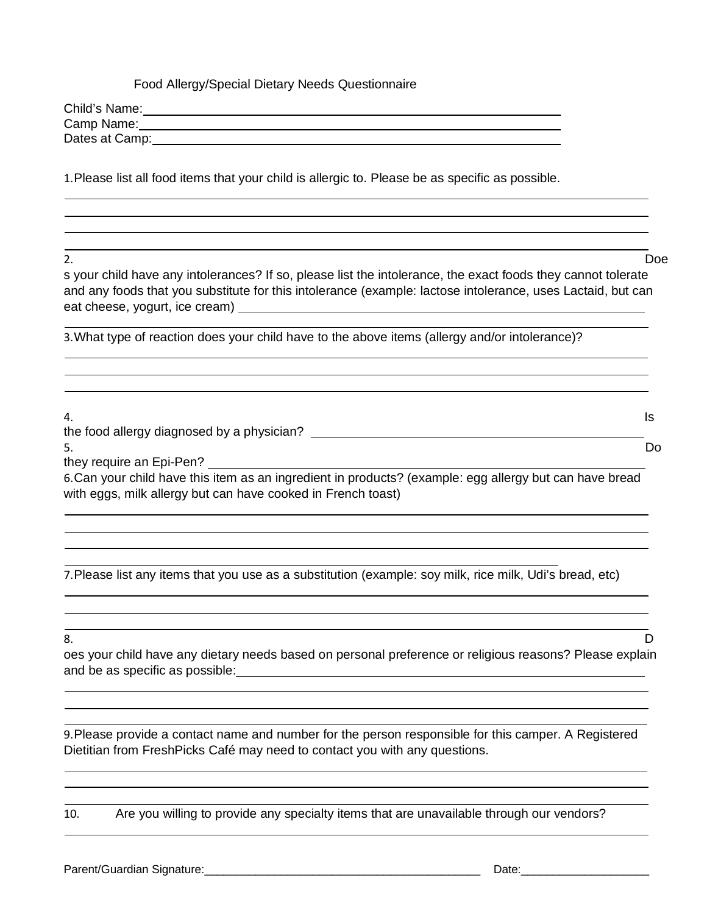# Food Allergy/Special Dietary Needs Questionnaire

Child's Name: ____________________________________________

Camp Name: ____________________________________________

Dates at Camp: ____________________________________________

1. Please list all food items that your child is allergic to. Please be as specific as possible.

______________________________________________________________________

______________________________________________________________________

______________________________________________________________________

______________________________________________________________________

2. Does your child have any intolerances? If so, please list the intolerance, the exact foods they cannot tolerate and any foods that you substitute for this intolerance (example: lactose intolerance, uses Lactaid, but can eat cheese, yogurt, ice cream) ____________________________________________

______________________________________________________________________

3. What type of reaction does your child have to the above items (allergy and/or intolerance)?

______________________________________________________________________

______________________________________________________________________

______________________________________________________________________

4. Is the food allergy diagnosed by a physician? ____________________________________________

5. Do they require an Epi-Pen? ____________________________________________

6. Can your child have this item as an ingredient in products? (example: egg allergy but can have bread with eggs, milk allergy but can have cooked in French toast)

______________________________________________________________________

______________________________________________________________________

______________________________________________________________________

______________________________________________________________________

7. Please list any items that you use as a substitution (example: soy milk, rice milk, Udi's bread, etc)

______________________________________________________________________

______________________________________________________________________

______________________________________________________________________

8. Does your child have any dietary needs based on personal preference or religious reasons? Please explain and be as specific as possible: ____________________________________________

______________________________________________________________________

______________________________________________________________________

______________________________________________________________________

9. Please provide a contact name and number for the person responsible for this camper. A Registered Dietitian from FreshPicks Café may need to contact you with any questions.

______________________________________________________________________

______________________________________________________________________

______________________________________________________________________

10. Are you willing to provide any specialty items that are unavailable through our vendors?

______________________________________________________________________

Parent/Guardian Signature:____________________________________________ Date:____________________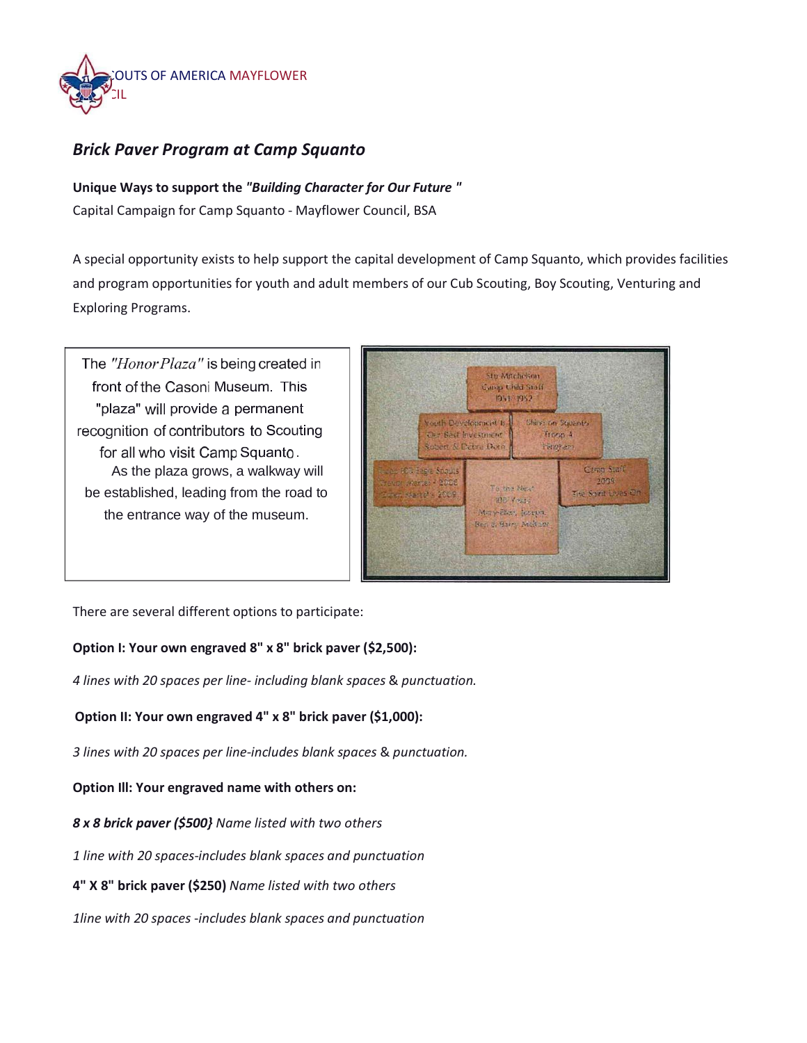BOY SCOUTS OF AMERICA MAYFLOWER COUNCIL

## *Brick Paver Program at Camp Squanto*

**Unique Ways to support the *"Building Character for Our Future "***
Capital Campaign for Camp Squanto - Mayflower Council, BSA

A special opportunity exists to help support the capital development of Camp Squanto, which provides facilities and program opportunities for youth and adult members of our Cub Scouting, Boy Scouting, Venturing and Exploring Programs.

The *"Honor Plaza"* is being created in front of the Casoni Museum. This "plaza" will provide a permanent recognition of contributors to Scouting for all who visit Camp Squanto. As the plaza grows, a walkway will be established, leading from the road to the entrance way of the museum.

There are several different options to participate:

**Option I: Your own engraved 8" x 8" brick paver ($2,500):**

*4 lines with 20 spaces per line- including blank spaces & punctuation.*

**Option II: Your own engraved 4" x 8" brick paver ($1,000):**

*3 lines with 20 spaces per line-includes blank spaces & punctuation.*

**Option III: Your engraved name with others on:**

***8 x 8 brick paver ($500)*** *Name listed with two others*

*1 line with 20 spaces-includes blank spaces and punctuation*

**4" X 8" brick paver ($250)** *Name listed with two others*

*1line with 20 spaces -includes blank spaces and punctuation*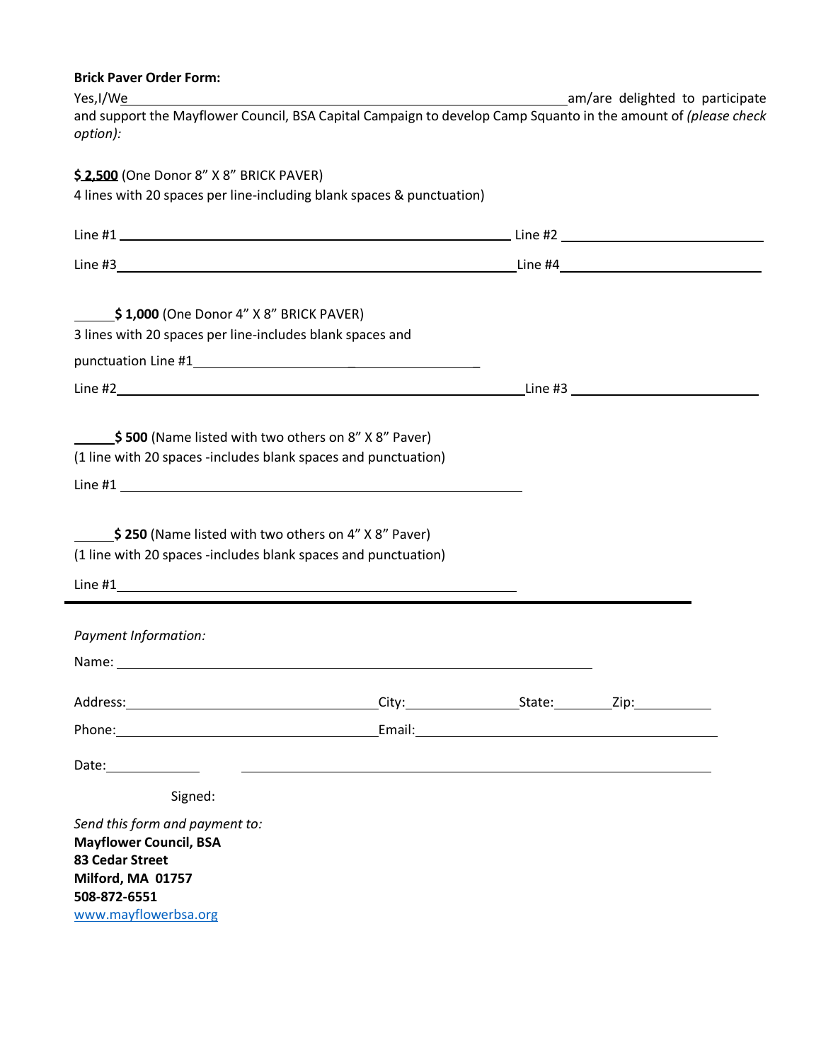**Brick Paver Order Form:**

Yes,I/We\_\_\_\_\_\_\_\_\_\_\_\_\_\_\_\_\_\_\_\_\_\_\_\_\_\_\_\_\_\_\_\_\_\_\_\_\_\_\_\_\_\_\_\_\_\_\_\_am/are delighted to participate and support the Mayflower Council, BSA Capital Campaign to develop Camp Squanto in the amount of *(please check option):*

**$ 2,500** (One Donor 8" X 8" BRICK PAVER)
4 lines with 20 spaces per line-including blank spaces & punctuation)

Line #1 \_\_\_\_\_\_\_\_\_\_\_\_\_\_\_\_\_\_\_\_\_\_\_\_\_\_\_\_\_\_\_\_\_\_\_\_\_\_\_\_ Line #2 \_\_\_\_\_\_\_\_\_\_\_\_\_\_\_\_\_\_\_\_\_\_

Line #3\_\_\_\_\_\_\_\_\_\_\_\_\_\_\_\_\_\_\_\_\_\_\_\_\_\_\_\_\_\_\_\_\_\_\_\_\_\_\_\_\_\_Line #4\_\_\_\_\_\_\_\_\_\_\_\_\_\_\_\_\_\_\_\_\_\_

\_\_\_\_\_**$ 1,000** (One Donor 4" X 8" BRICK PAVER)
3 lines with 20 spaces per line-includes blank spaces and punctuation Line #1\_\_\_\_\_\_\_\_\_\_\_\_\_\_\_\_\_\_\_\_\_\_\_\_\_\_\_\_\_\_\_\_

Line #2\_\_\_\_\_\_\_\_\_\_\_\_\_\_\_\_\_\_\_\_\_\_\_\_\_\_\_\_\_\_\_\_\_\_\_\_\_\_\_\_\_\_\_Line #3 \_\_\_\_\_\_\_\_\_\_\_\_\_\_\_\_\_\_\_\_\_\_

\_\_\_\_\_**$ 500** (Name listed with two others on 8" X 8" Paver)
(1 line with 20 spaces -includes blank spaces and punctuation)

Line #1 \_\_\_\_\_\_\_\_\_\_\_\_\_\_\_\_\_\_\_\_\_\_\_\_\_\_\_\_\_\_\_\_\_\_\_\_\_\_\_\_\_\_\_

\_\_\_\_\_**$ 250** (Name listed with two others on 4" X 8" Paver)
(1 line with 20 spaces -includes blank spaces and punctuation)

Line #1\_\_\_\_\_\_\_\_\_\_\_\_\_\_\_\_\_\_\_\_\_\_\_\_\_\_\_\_\_\_\_\_\_\_\_\_\_\_\_\_\_\_\_

---

*Payment Information:*

Name: \_\_\_\_\_\_\_\_\_\_\_\_\_\_\_\_\_\_\_\_\_\_\_\_\_\_\_\_\_\_\_\_\_\_\_\_\_\_\_\_\_\_\_\_\_\_\_\_\_\_

Address:\_\_\_\_\_\_\_\_\_\_\_\_\_\_\_\_\_\_\_\_\_\_\_\_\_\_\_City:\_\_\_\_\_\_\_\_\_\_\_\_State:\_\_\_\_\_\_Zip:\_\_\_\_\_\_\_\_

Phone:\_\_\_\_\_\_\_\_\_\_\_\_\_\_\_\_\_\_\_\_\_\_\_\_\_\_\_\_\_Email:\_\_\_\_\_\_\_\_\_\_\_\_\_\_\_\_\_\_\_\_\_\_\_\_\_\_\_\_\_\_\_\_\_

Date:\_\_\_\_\_\_\_\_\_\_ \_\_\_\_\_\_\_\_\_\_\_\_\_\_\_\_\_\_\_\_\_\_\_\_\_\_\_\_\_\_\_\_\_\_\_\_\_\_\_\_\_\_\_\_\_\_\_\_\_\_

Signed:

*Send this form and payment to:*
**Mayflower Council, BSA**
**83 Cedar Street**
**Milford, MA 01757**
**508-872-6551**
www.mayflowerbsa.org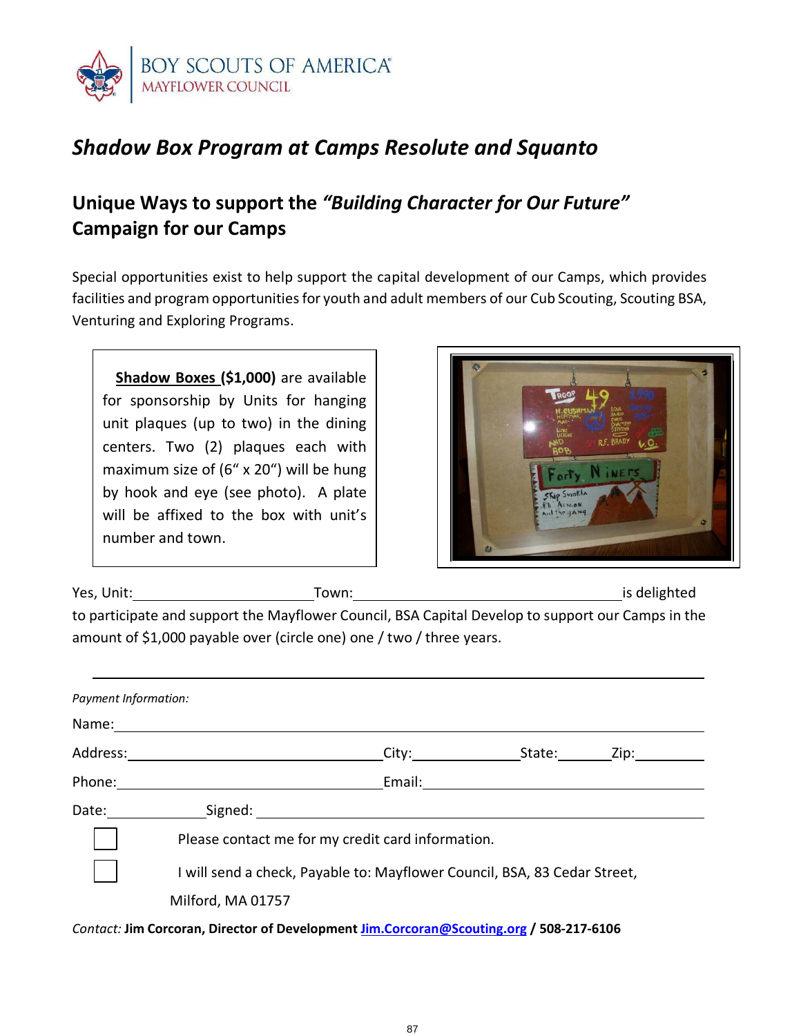BOY SCOUTS OF AMERICA
MAYFLOWER COUNCIL

# *Shadow Box Program at Camps Resolute and Squanto*

## Unique Ways to support the *"Building Character for Our Future"* Campaign for our Camps

Special opportunities exist to help support the capital development of our Camps, which provides facilities and program opportunities for youth and adult members of our Cub Scouting, Scouting BSA, Venturing and Exploring Programs.

**Shadow Boxes ($1,000)** are available for sponsorship by Units for hanging unit plaques (up to two) in the dining centers. Two (2) plaques each with maximum size of (6" x 20") will be hung by hook and eye (see photo). A plate will be affixed to the box with unit's number and town.

Yes, Unit:\_\_\_\_\_\_\_\_\_\_\_\_\_\_\_\_\_\_\_\_ Town:\_\_\_\_\_\_\_\_\_\_\_\_\_\_\_\_\_\_\_\_\_\_\_\_\_\_\_\_\_\_ is delighted to participate and support the Mayflower Council, BSA Capital Develop to support our Camps in the amount of $1,000 payable over (circle one) one / two / three years.

---

*Payment Information:*

Name:\_\_\_\_\_\_\_\_\_\_\_\_\_\_\_\_\_\_\_\_\_\_\_\_\_\_\_\_\_\_\_\_\_\_\_\_\_\_\_\_\_\_\_\_\_\_\_\_\_\_\_\_\_\_

Address:\_\_\_\_\_\_\_\_\_\_\_\_\_\_\_\_\_\_\_\_\_\_\_\_\_\_\_\_\_\_ City:\_\_\_\_\_\_\_\_\_\_\_\_\_\_ State:\_\_\_\_\_\_\_ Zip:\_\_\_\_\_\_\_\_\_

Phone:\_\_\_\_\_\_\_\_\_\_\_\_\_\_\_\_\_\_\_\_\_\_\_\_\_\_\_\_\_\_\_\_ Email:\_\_\_\_\_\_\_\_\_\_\_\_\_\_\_\_\_\_\_\_\_\_\_\_\_\_\_\_\_\_\_\_\_\_

Date:\_\_\_\_\_\_\_\_\_\_\_\_ Signed: \_\_\_\_\_\_\_\_\_\_\_\_\_\_\_\_\_\_\_\_\_\_\_\_\_\_\_\_\_\_\_\_\_\_\_\_\_\_\_\_\_\_\_\_\_\_\_\_\_\_

☐ Please contact me for my credit card information.

☐ I will send a check, Payable to: Mayflower Council, BSA, 83 Cedar Street, Milford, MA 01757

*Contact:* **Jim Corcoran, Director of Development** **Jim.Corcoran@Scouting.org** **/ 508-217-6106**